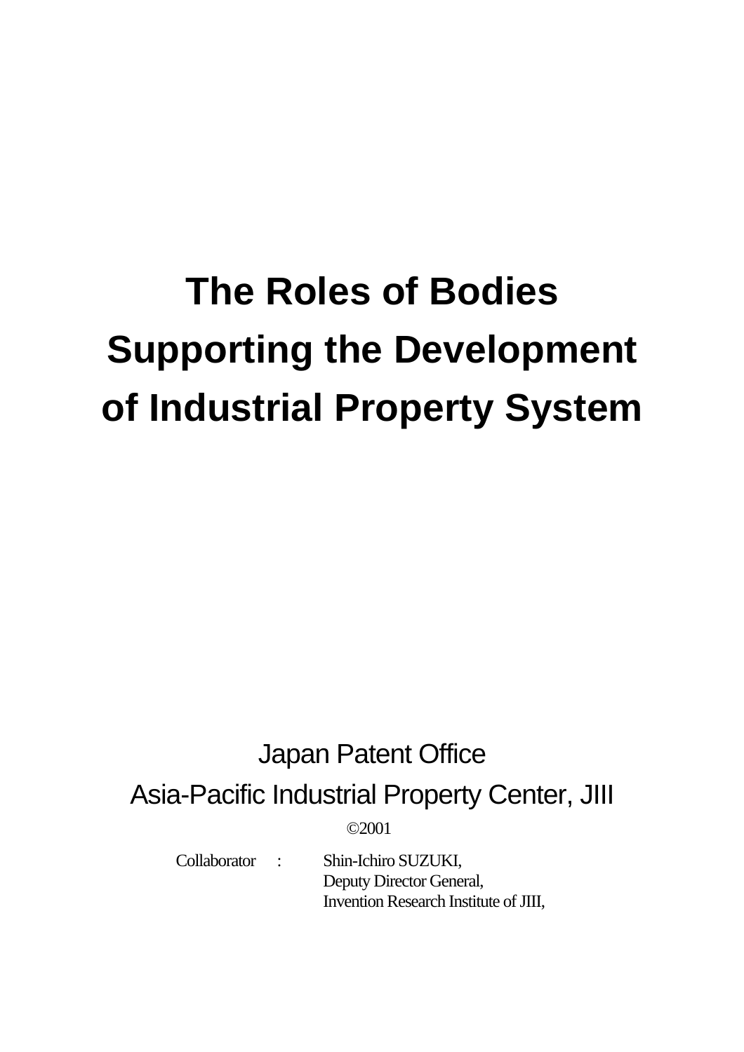# The Roles of Bodies Supporting the Development of Industrial Property System

Japan Patent Office

Asia-Pacific Industrial Property Center, JIII

©2001

Collaborator : Shin-Ichiro SUZUKI,
Deputy Director General,
Invention Research Institute of JIII,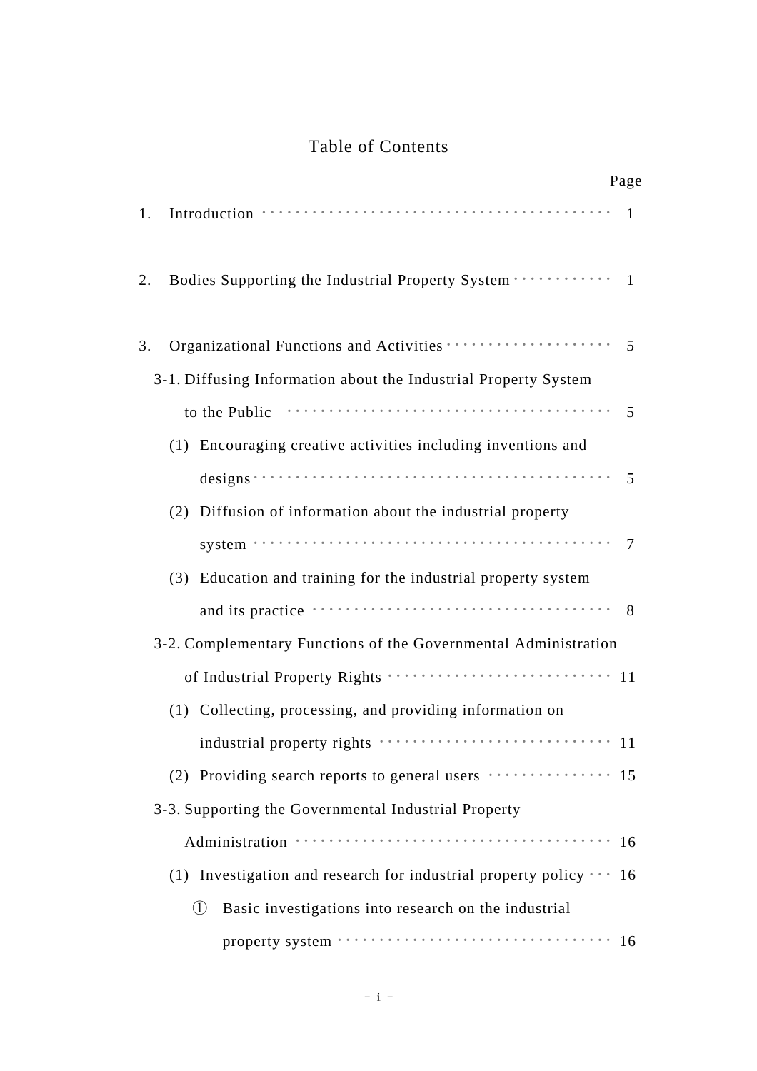# Table of Contents

| | Page |
|---|---|
| 1. Introduction | 1 |
| 2. Bodies Supporting the Industrial Property System | 1 |
| 3. Organizational Functions and Activities | 5 |
| 3-1. Diffusing Information about the Industrial Property System to the Public | 5 |
| (1) Encouraging creative activities including inventions and designs | 5 |
| (2) Diffusion of information about the industrial property system | 7 |
| (3) Education and training for the industrial property system and its practice | 8 |
| 3-2. Complementary Functions of the Governmental Administration of Industrial Property Rights | 11 |
| (1) Collecting, processing, and providing information on industrial property rights | 11 |
| (2) Providing search reports to general users | 15 |
| 3-3. Supporting the Governmental Industrial Property Administration | 16 |
| (1) Investigation and research for industrial property policy | 16 |
| ① Basic investigations into research on the industrial property system | 16 |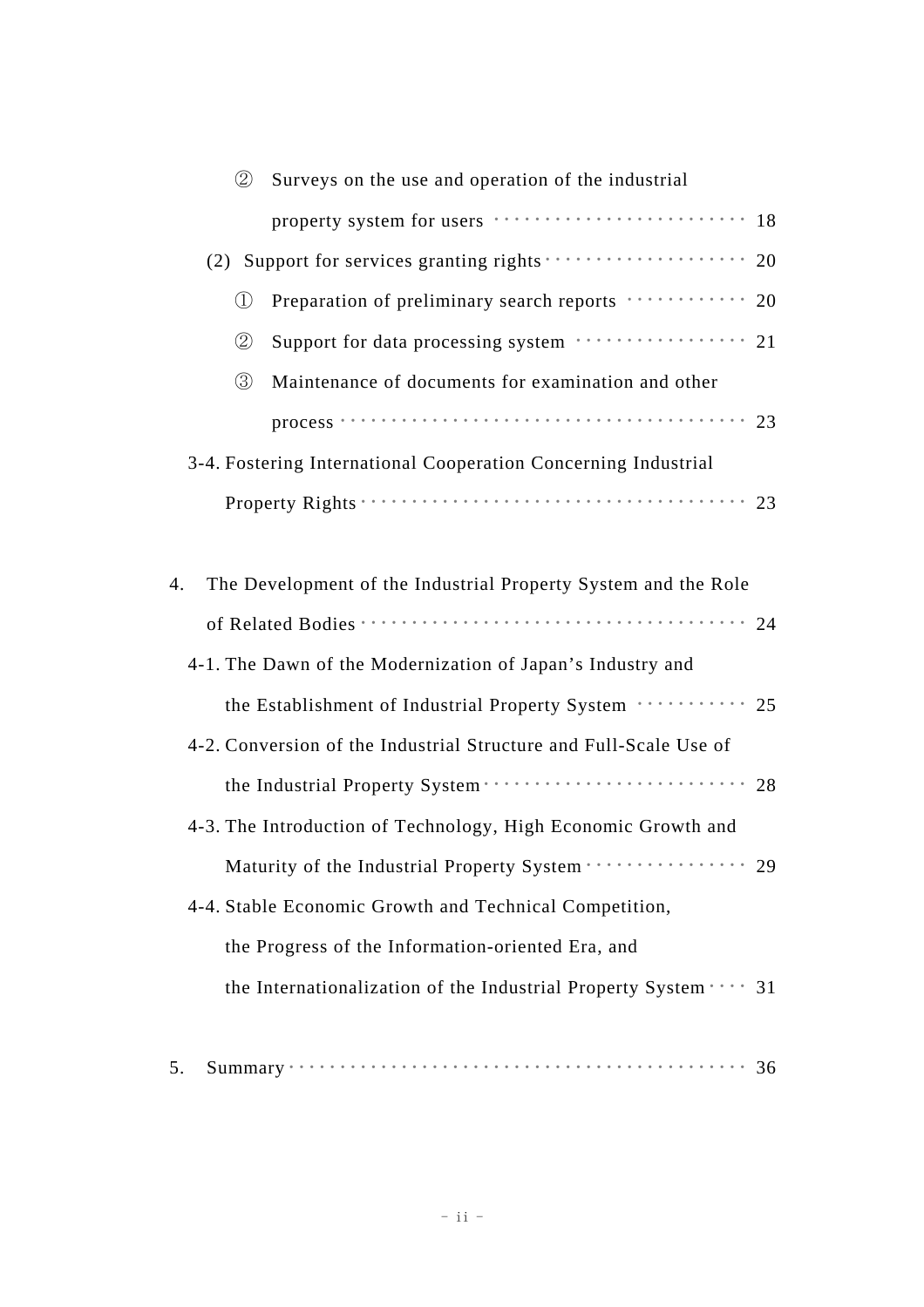② Surveys on the use and operation of the industrial property system for users ........................ 18

(2) Support for services granting rights ........................ 20

① Preparation of preliminary search reports ........................ 20

② Support for data processing system ........................ 21

③ Maintenance of documents for examination and other process ........................ 23

3-4. Fostering International Cooperation Concerning Industrial Property Rights ........................ 23

4. The Development of the Industrial Property System and the Role of Related Bodies ........................ 24

4-1. The Dawn of the Modernization of Japan's Industry and the Establishment of Industrial Property System ........................ 25

4-2. Conversion of the Industrial Structure and Full-Scale Use of the Industrial Property System ........................ 28

4-3. The Introduction of Technology, High Economic Growth and Maturity of the Industrial Property System ........................ 29

4-4. Stable Economic Growth and Technical Competition, the Progress of the Information-oriented Era, and the Internationalization of the Industrial Property System ........................ 31

5. Summary ........................ 36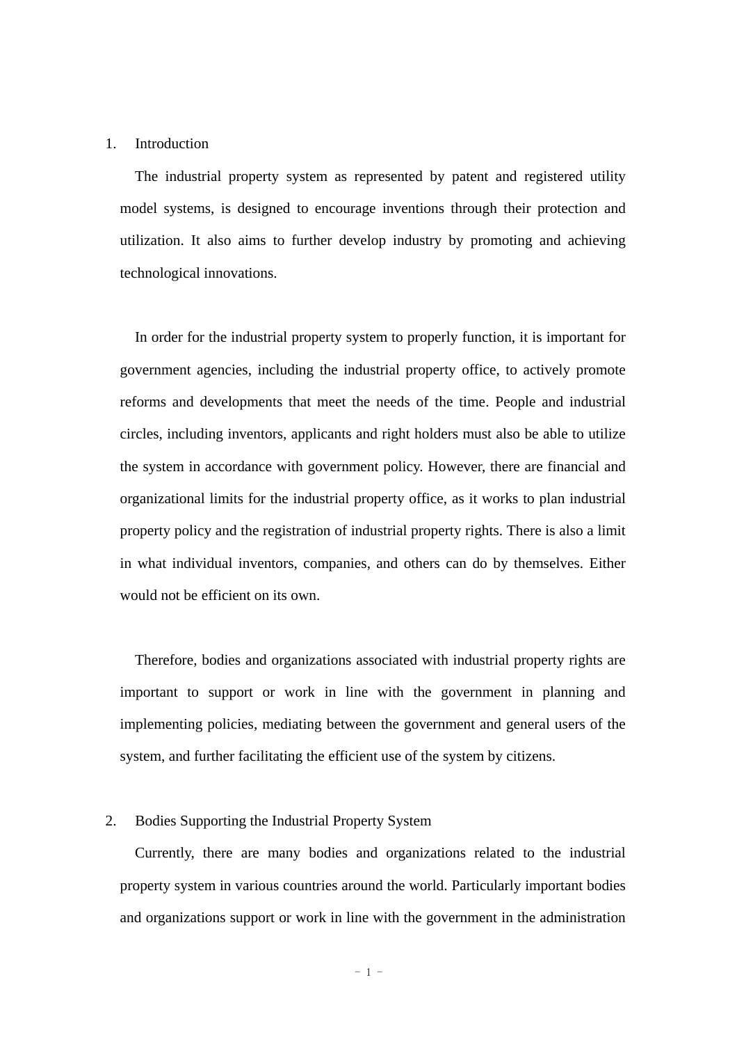## 1. Introduction

The industrial property system as represented by patent and registered utility model systems, is designed to encourage inventions through their protection and utilization. It also aims to further develop industry by promoting and achieving technological innovations.

In order for the industrial property system to properly function, it is important for government agencies, including the industrial property office, to actively promote reforms and developments that meet the needs of the time. People and industrial circles, including inventors, applicants and right holders must also be able to utilize the system in accordance with government policy. However, there are financial and organizational limits for the industrial property office, as it works to plan industrial property policy and the registration of industrial property rights. There is also a limit in what individual inventors, companies, and others can do by themselves. Either would not be efficient on its own.

Therefore, bodies and organizations associated with industrial property rights are important to support or work in line with the government in planning and implementing policies, mediating between the government and general users of the system, and further facilitating the efficient use of the system by citizens.

## 2. Bodies Supporting the Industrial Property System

Currently, there are many bodies and organizations related to the industrial property system in various countries around the world. Particularly important bodies and organizations support or work in line with the government in the administration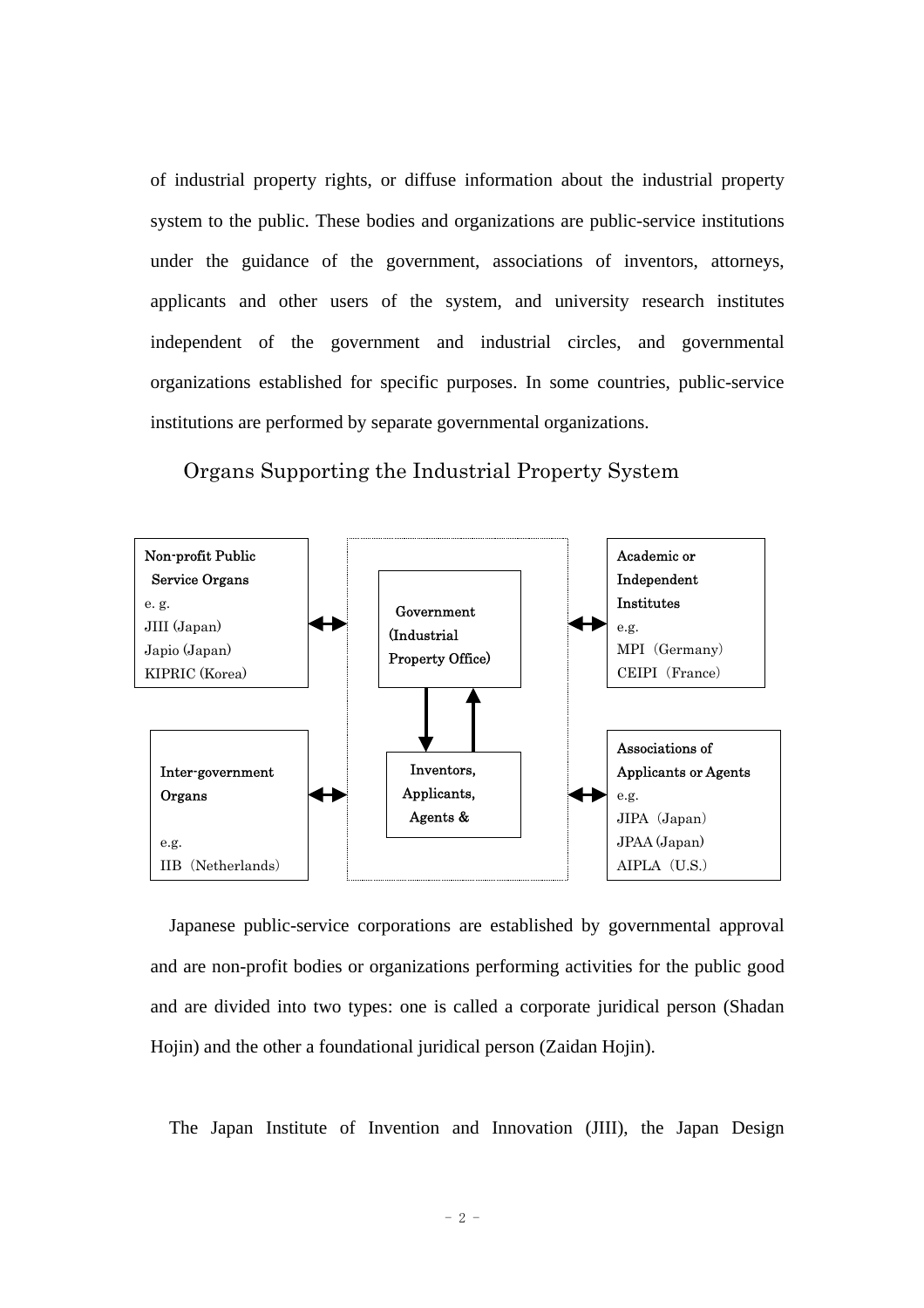of industrial property rights, or diffuse information about the industrial property system to the public. These bodies and organizations are public-service institutions under the guidance of the government, associations of inventors, attorneys, applicants and other users of the system, and university research institutes independent of the government and industrial circles, and governmental organizations established for specific purposes. In some countries, public-service institutions are performed by separate governmental organizations.

Organs Supporting the Industrial Property System

Non-profit Public Service Organs
e. g.
JIII (Japan)
Japio (Japan)
KIPRIC (Korea)

Government (Industrial Property Office)

Academic or Independent Institutes
e.g.
MPI (Germany)
CEIPI (France)

Inter-government Organs

e.g.
IIB (Netherlands)

Inventors, Applicants, Agents &

Associations of Applicants or Agents
e.g.
JIPA (Japan)
JPAA (Japan)
AIPLA (U.S.)

Japanese public-service corporations are established by governmental approval and are non-profit bodies or organizations performing activities for the public good and are divided into two types: one is called a corporate juridical person (Shadan Hojin) and the other a foundational juridical person (Zaidan Hojin).

The Japan Institute of Invention and Innovation (JIII), the Japan Design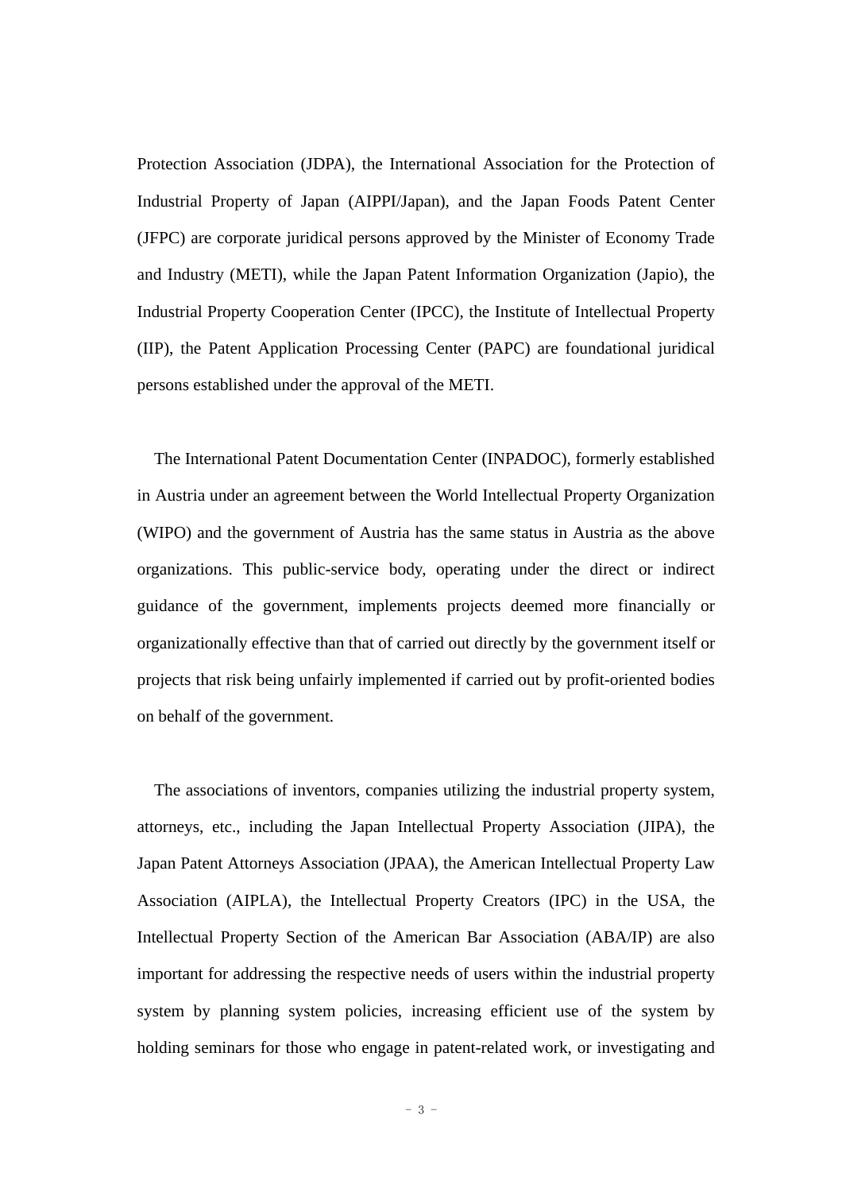Protection Association (JDPA), the International Association for the Protection of Industrial Property of Japan (AIPPI/Japan), and the Japan Foods Patent Center (JFPC) are corporate juridical persons approved by the Minister of Economy Trade and Industry (METI), while the Japan Patent Information Organization (Japio), the Industrial Property Cooperation Center (IPCC), the Institute of Intellectual Property (IIP), the Patent Application Processing Center (PAPC) are foundational juridical persons established under the approval of the METI.

The International Patent Documentation Center (INPADOC), formerly established in Austria under an agreement between the World Intellectual Property Organization (WIPO) and the government of Austria has the same status in Austria as the above organizations. This public-service body, operating under the direct or indirect guidance of the government, implements projects deemed more financially or organizationally effective than that of carried out directly by the government itself or projects that risk being unfairly implemented if carried out by profit-oriented bodies on behalf of the government.

The associations of inventors, companies utilizing the industrial property system, attorneys, etc., including the Japan Intellectual Property Association (JIPA), the Japan Patent Attorneys Association (JPAA), the American Intellectual Property Law Association (AIPLA), the Intellectual Property Creators (IPC) in the USA, the Intellectual Property Section of the American Bar Association (ABA/IP) are also important for addressing the respective needs of users within the industrial property system by planning system policies, increasing efficient use of the system by holding seminars for those who engage in patent-related work, or investigating and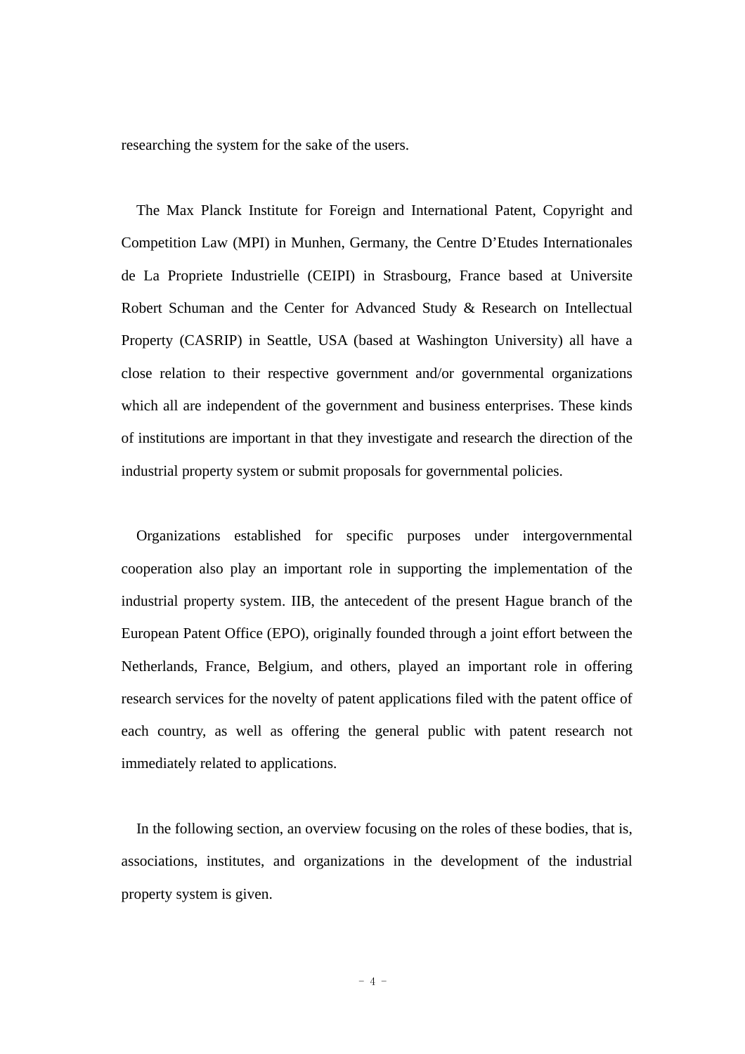researching the system for the sake of the users.

The Max Planck Institute for Foreign and International Patent, Copyright and Competition Law (MPI) in Munhen, Germany, the Centre D'Etudes Internationales de La Propriete Industrielle (CEIPI) in Strasbourg, France based at Universite Robert Schuman and the Center for Advanced Study & Research on Intellectual Property (CASRIP) in Seattle, USA (based at Washington University) all have a close relation to their respective government and/or governmental organizations which all are independent of the government and business enterprises. These kinds of institutions are important in that they investigate and research the direction of the industrial property system or submit proposals for governmental policies.

Organizations established for specific purposes under intergovernmental cooperation also play an important role in supporting the implementation of the industrial property system. IIB, the antecedent of the present Hague branch of the European Patent Office (EPO), originally founded through a joint effort between the Netherlands, France, Belgium, and others, played an important role in offering research services for the novelty of patent applications filed with the patent office of each country, as well as offering the general public with patent research not immediately related to applications.

In the following section, an overview focusing on the roles of these bodies, that is, associations, institutes, and organizations in the development of the industrial property system is given.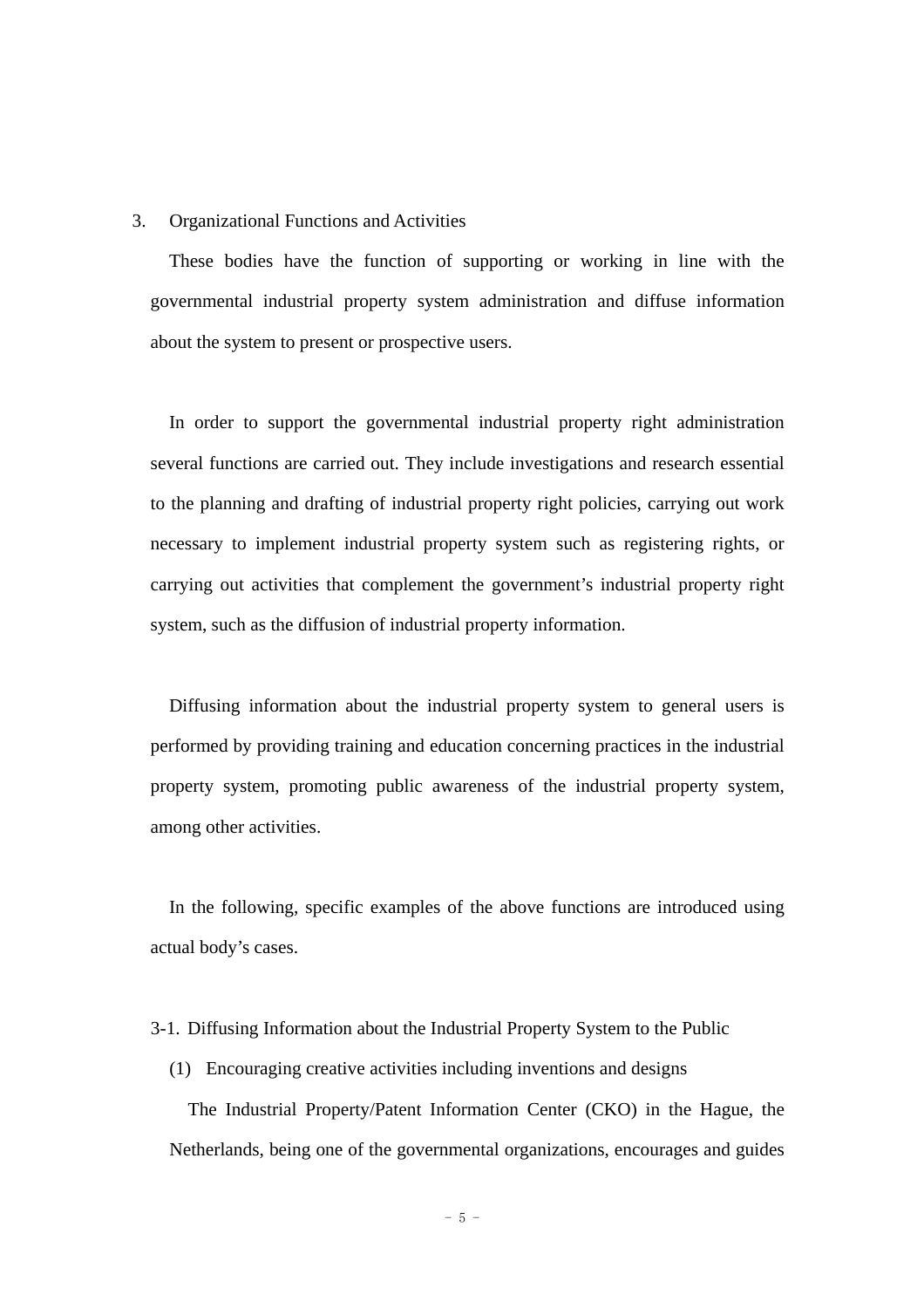## 3. Organizational Functions and Activities

These bodies have the function of supporting or working in line with the governmental industrial property system administration and diffuse information about the system to present or prospective users.

In order to support the governmental industrial property right administration several functions are carried out. They include investigations and research essential to the planning and drafting of industrial property right policies, carrying out work necessary to implement industrial property system such as registering rights, or carrying out activities that complement the government's industrial property right system, such as the diffusion of industrial property information.

Diffusing information about the industrial property system to general users is performed by providing training and education concerning practices in the industrial property system, promoting public awareness of the industrial property system, among other activities.

In the following, specific examples of the above functions are introduced using actual body's cases.

### 3-1. Diffusing Information about the Industrial Property System to the Public

#### (1) Encouraging creative activities including inventions and designs

The Industrial Property/Patent Information Center (CKO) in the Hague, the Netherlands, being one of the governmental organizations, encourages and guides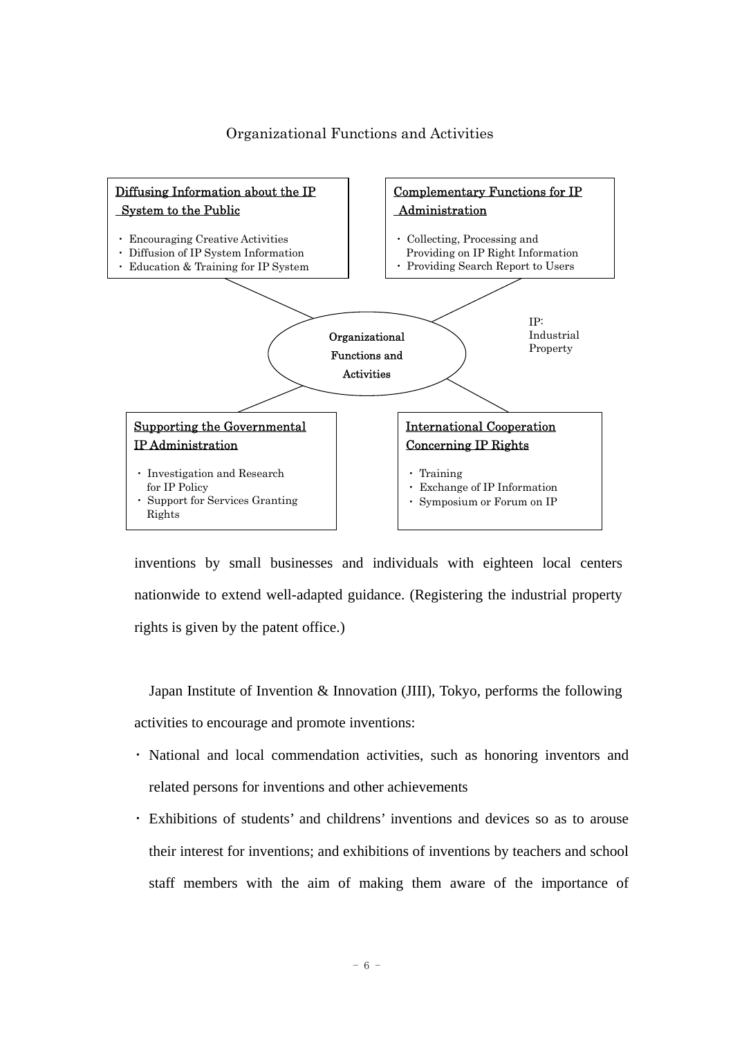Organizational Functions and Activities

**Diffusing Information about the IP System to the Public**

- Encouraging Creative Activities
- Diffusion of IP System Information
- Education & Training for IP System

**Complementary Functions for IP Administration**

- Collecting, Processing and Providing on IP Right Information
- Providing Search Report to Users

**Organizational Functions and Activities**

IP: Industrial Property

**Supporting the Governmental IP Administration**

- Investigation and Research for IP Policy
- Support for Services Granting Rights

**International Cooperation Concerning IP Rights**

- Training
- Exchange of IP Information
- Symposium or Forum on IP

inventions by small businesses and individuals with eighteen local centers nationwide to extend well-adapted guidance. (Registering the industrial property rights is given by the patent office.)

Japan Institute of Invention & Innovation (JIII), Tokyo, performs the following activities to encourage and promote inventions:

- National and local commendation activities, such as honoring inventors and related persons for inventions and other achievements
- Exhibitions of students' and childrens' inventions and devices so as to arouse their interest for inventions; and exhibitions of inventions by teachers and school staff members with the aim of making them aware of the importance of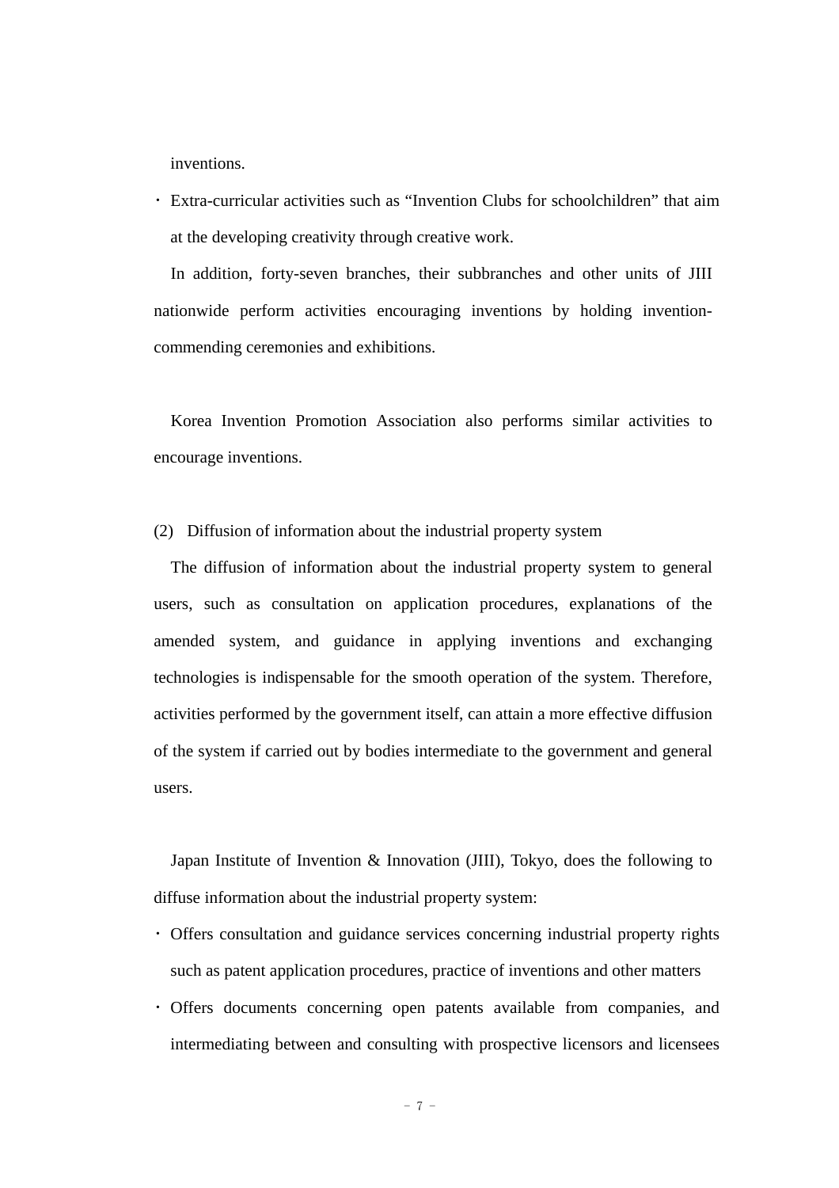inventions.

- Extra-curricular activities such as “Invention Clubs for schoolchildren” that aim at the developing creativity through creative work.

In addition, forty-seven branches, their subbranches and other units of JIII nationwide perform activities encouraging inventions by holding invention-commending ceremonies and exhibitions.

Korea Invention Promotion Association also performs similar activities to encourage inventions.

(2) Diffusion of information about the industrial property system

The diffusion of information about the industrial property system to general users, such as consultation on application procedures, explanations of the amended system, and guidance in applying inventions and exchanging technologies is indispensable for the smooth operation of the system. Therefore, activities performed by the government itself, can attain a more effective diffusion of the system if carried out by bodies intermediate to the government and general users.

Japan Institute of Invention & Innovation (JIII), Tokyo, does the following to diffuse information about the industrial property system:

- Offers consultation and guidance services concerning industrial property rights such as patent application procedures, practice of inventions and other matters
- Offers documents concerning open patents available from companies, and intermediating between and consulting with prospective licensors and licensees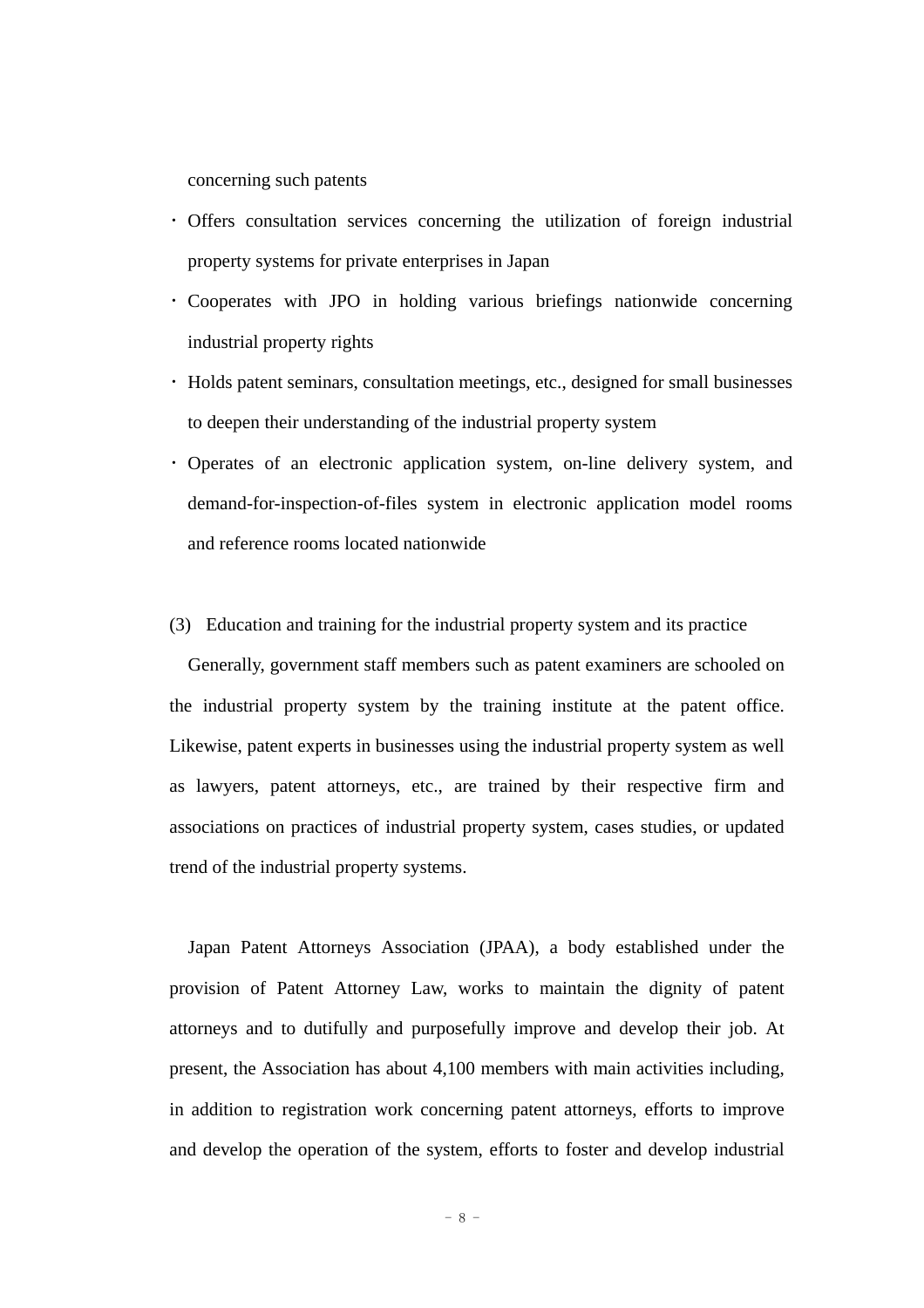concerning such patents

- Offers consultation services concerning the utilization of foreign industrial property systems for private enterprises in Japan
- Cooperates with JPO in holding various briefings nationwide concerning industrial property rights
- Holds patent seminars, consultation meetings, etc., designed for small businesses to deepen their understanding of the industrial property system
- Operates of an electronic application system, on-line delivery system, and demand-for-inspection-of-files system in electronic application model rooms and reference rooms located nationwide

(3) Education and training for the industrial property system and its practice

Generally, government staff members such as patent examiners are schooled on the industrial property system by the training institute at the patent office. Likewise, patent experts in businesses using the industrial property system as well as lawyers, patent attorneys, etc., are trained by their respective firm and associations on practices of industrial property system, cases studies, or updated trend of the industrial property systems.

Japan Patent Attorneys Association (JPAA), a body established under the provision of Patent Attorney Law, works to maintain the dignity of patent attorneys and to dutifully and purposefully improve and develop their job. At present, the Association has about 4,100 members with main activities including, in addition to registration work concerning patent attorneys, efforts to improve and develop the operation of the system, efforts to foster and develop industrial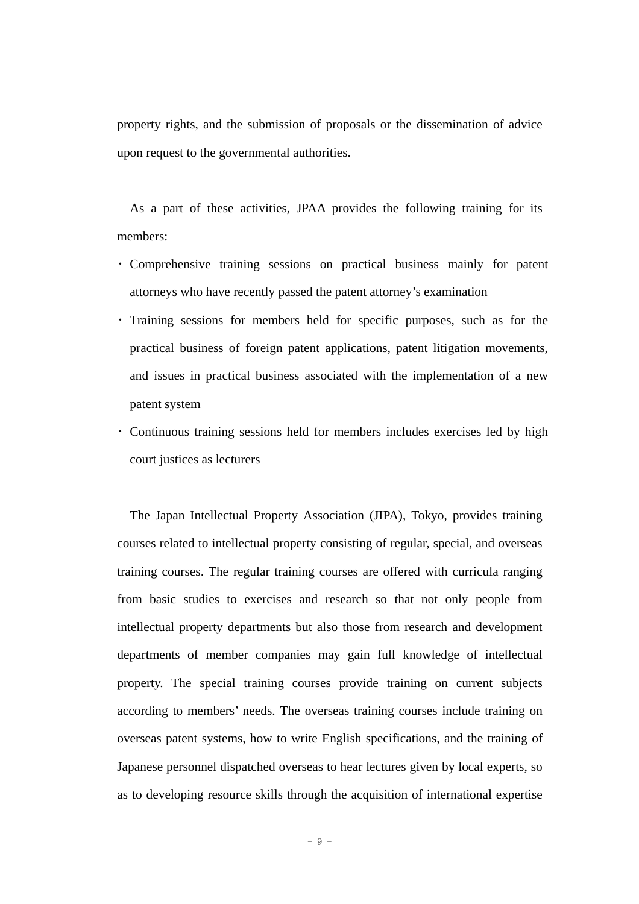property rights, and the submission of proposals or the dissemination of advice upon request to the governmental authorities.

As a part of these activities, JPAA provides the following training for its members:

- Comprehensive training sessions on practical business mainly for patent attorneys who have recently passed the patent attorney's examination
- Training sessions for members held for specific purposes, such as for the practical business of foreign patent applications, patent litigation movements, and issues in practical business associated with the implementation of a new patent system
- Continuous training sessions held for members includes exercises led by high court justices as lecturers

The Japan Intellectual Property Association (JIPA), Tokyo, provides training courses related to intellectual property consisting of regular, special, and overseas training courses. The regular training courses are offered with curricula ranging from basic studies to exercises and research so that not only people from intellectual property departments but also those from research and development departments of member companies may gain full knowledge of intellectual property. The special training courses provide training on current subjects according to members' needs. The overseas training courses include training on overseas patent systems, how to write English specifications, and the training of Japanese personnel dispatched overseas to hear lectures given by local experts, so as to developing resource skills through the acquisition of international expertise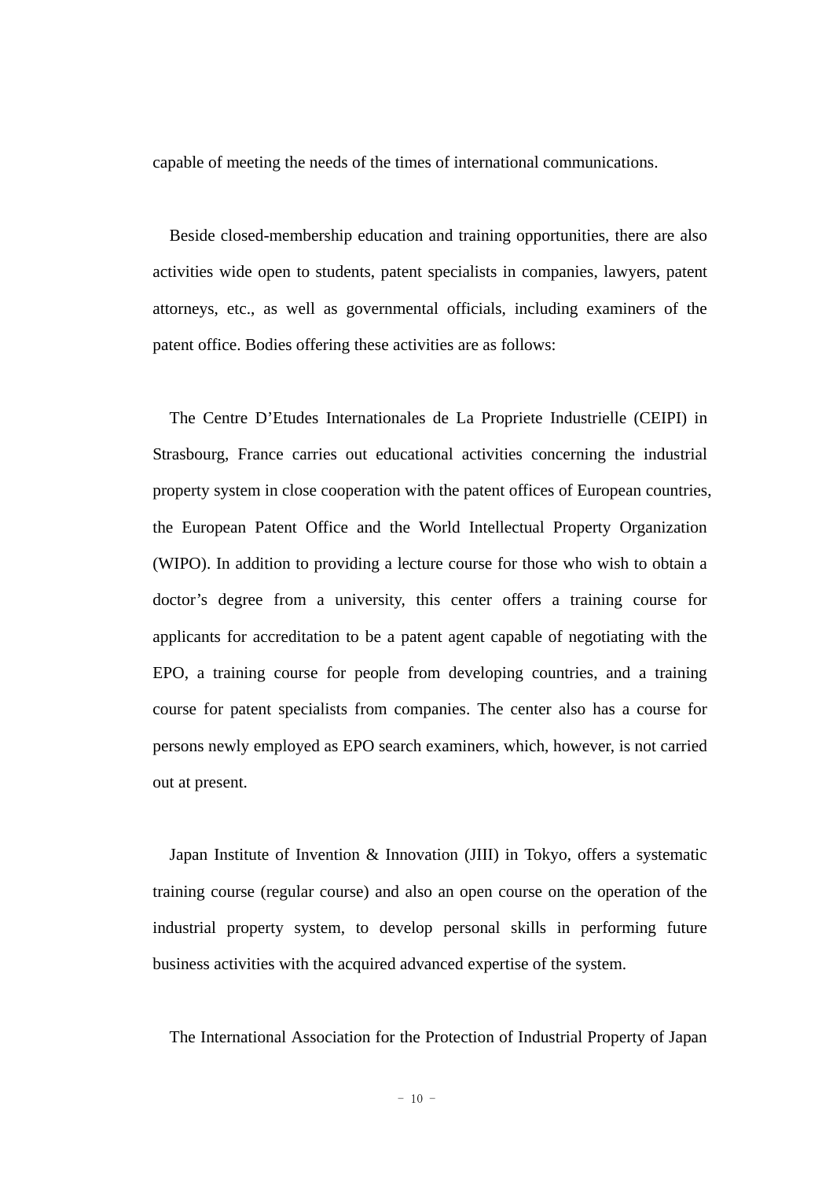capable of meeting the needs of the times of international communications.

Beside closed-membership education and training opportunities, there are also activities wide open to students, patent specialists in companies, lawyers, patent attorneys, etc., as well as governmental officials, including examiners of the patent office. Bodies offering these activities are as follows:

The Centre D'Etudes Internationales de La Propriete Industrielle (CEIPI) in Strasbourg, France carries out educational activities concerning the industrial property system in close cooperation with the patent offices of European countries, the European Patent Office and the World Intellectual Property Organization (WIPO). In addition to providing a lecture course for those who wish to obtain a doctor's degree from a university, this center offers a training course for applicants for accreditation to be a patent agent capable of negotiating with the EPO, a training course for people from developing countries, and a training course for patent specialists from companies. The center also has a course for persons newly employed as EPO search examiners, which, however, is not carried out at present.

Japan Institute of Invention & Innovation (JIII) in Tokyo, offers a systematic training course (regular course) and also an open course on the operation of the industrial property system, to develop personal skills in performing future business activities with the acquired advanced expertise of the system.

The International Association for the Protection of Industrial Property of Japan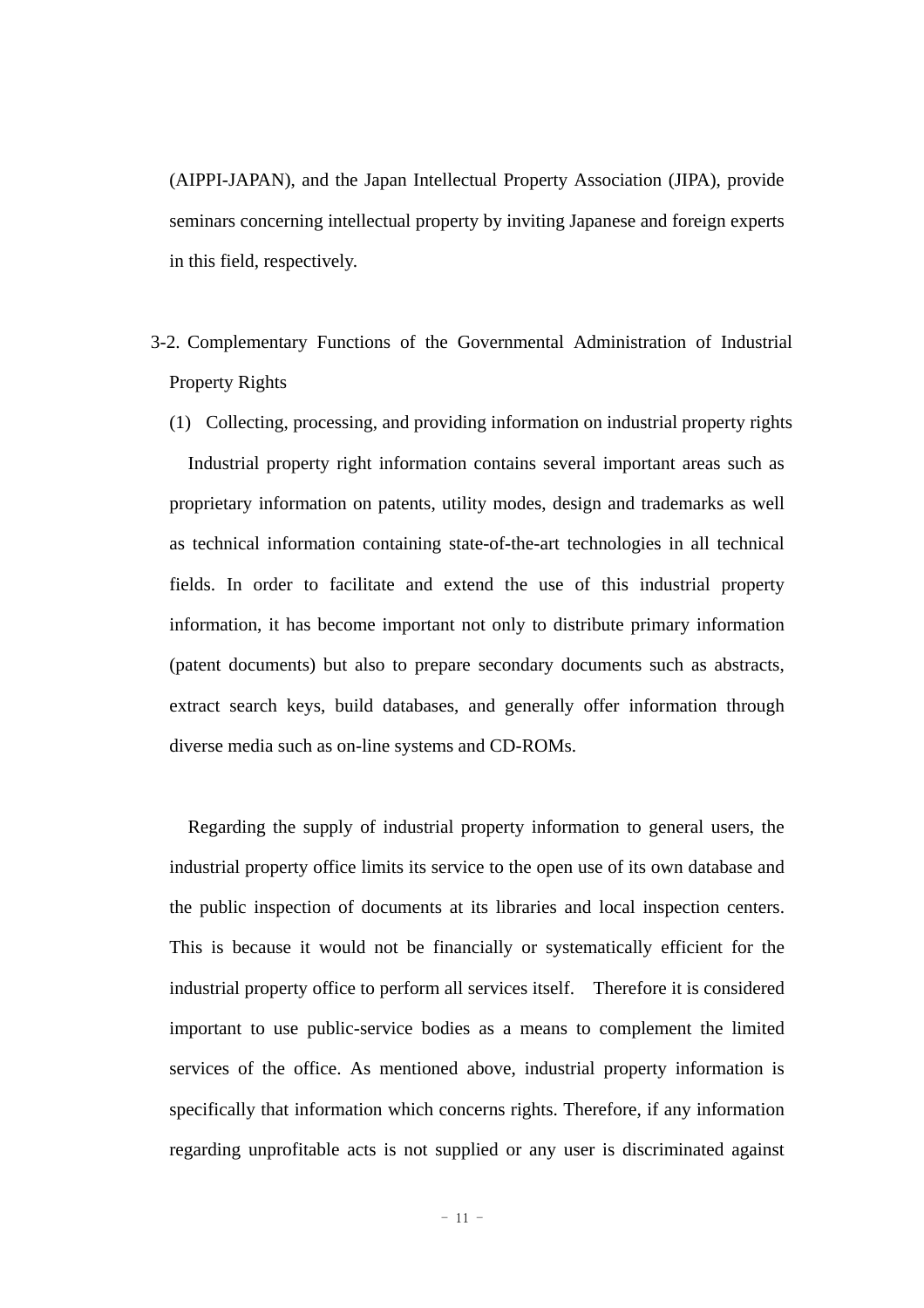(AIPPI-JAPAN), and the Japan Intellectual Property Association (JIPA), provide seminars concerning intellectual property by inviting Japanese and foreign experts in this field, respectively.

### 3-2. Complementary Functions of the Governmental Administration of Industrial Property Rights

#### (1) Collecting, processing, and providing information on industrial property rights

Industrial property right information contains several important areas such as proprietary information on patents, utility modes, design and trademarks as well as technical information containing state-of-the-art technologies in all technical fields. In order to facilitate and extend the use of this industrial property information, it has become important not only to distribute primary information (patent documents) but also to prepare secondary documents such as abstracts, extract search keys, build databases, and generally offer information through diverse media such as on-line systems and CD-ROMs.

Regarding the supply of industrial property information to general users, the industrial property office limits its service to the open use of its own database and the public inspection of documents at its libraries and local inspection centers. This is because it would not be financially or systematically efficient for the industrial property office to perform all services itself. Therefore it is considered important to use public-service bodies as a means to complement the limited services of the office. As mentioned above, industrial property information is specifically that information which concerns rights. Therefore, if any information regarding unprofitable acts is not supplied or any user is discriminated against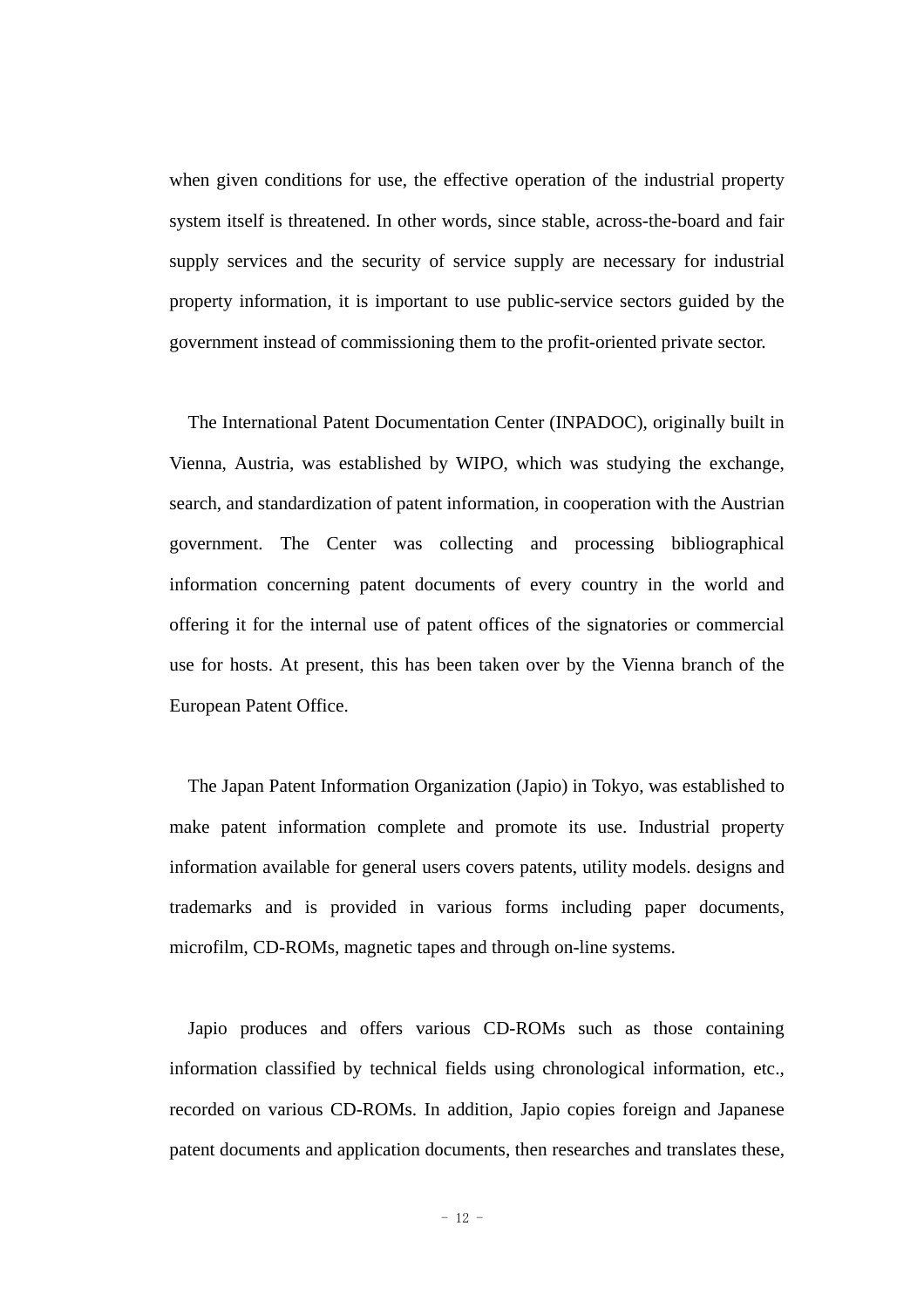when given conditions for use, the effective operation of the industrial property system itself is threatened. In other words, since stable, across-the-board and fair supply services and the security of service supply are necessary for industrial property information, it is important to use public-service sectors guided by the government instead of commissioning them to the profit-oriented private sector.

The International Patent Documentation Center (INPADOC), originally built in Vienna, Austria, was established by WIPO, which was studying the exchange, search, and standardization of patent information, in cooperation with the Austrian government. The Center was collecting and processing bibliographical information concerning patent documents of every country in the world and offering it for the internal use of patent offices of the signatories or commercial use for hosts. At present, this has been taken over by the Vienna branch of the European Patent Office.

The Japan Patent Information Organization (Japio) in Tokyo, was established to make patent information complete and promote its use. Industrial property information available for general users covers patents, utility models. designs and trademarks and is provided in various forms including paper documents, microfilm, CD-ROMs, magnetic tapes and through on-line systems.

Japio produces and offers various CD-ROMs such as those containing information classified by technical fields using chronological information, etc., recorded on various CD-ROMs. In addition, Japio copies foreign and Japanese patent documents and application documents, then researches and translates these,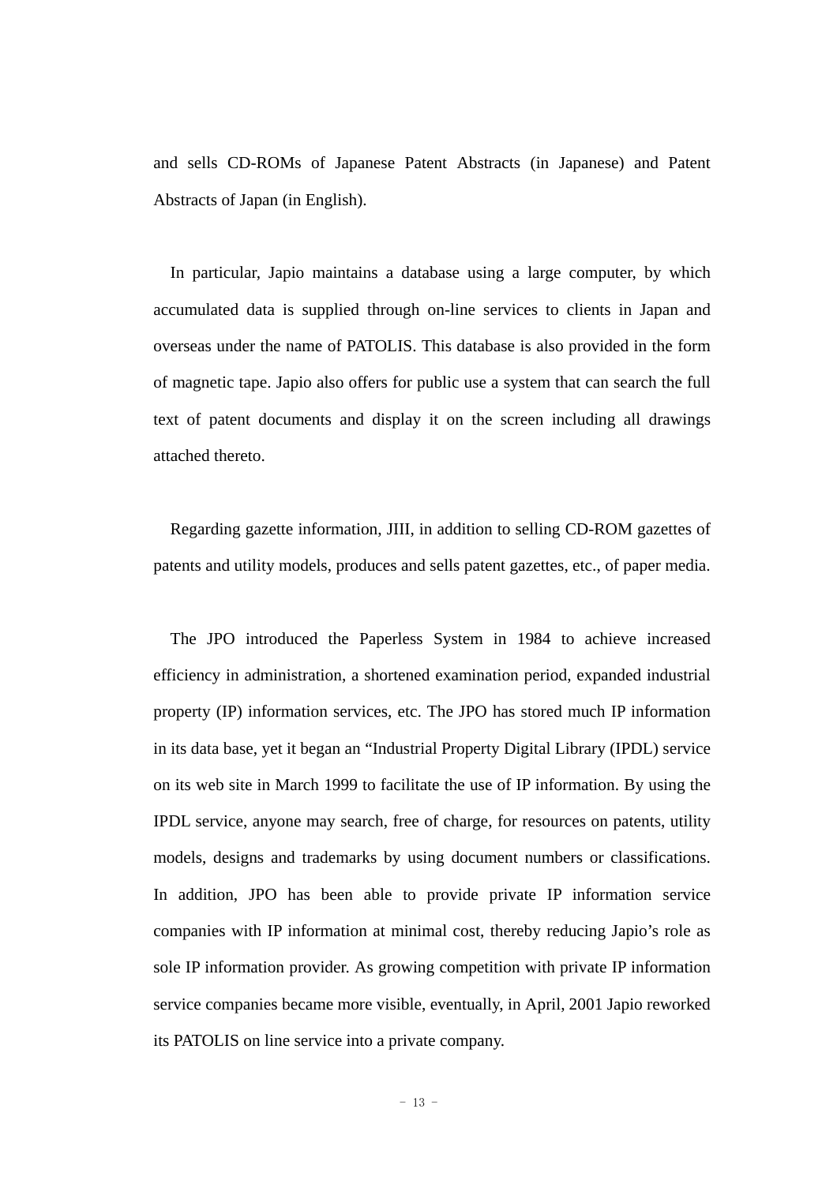and sells CD-ROMs of Japanese Patent Abstracts (in Japanese) and Patent Abstracts of Japan (in English).

In particular, Japio maintains a database using a large computer, by which accumulated data is supplied through on-line services to clients in Japan and overseas under the name of PATOLIS. This database is also provided in the form of magnetic tape. Japio also offers for public use a system that can search the full text of patent documents and display it on the screen including all drawings attached thereto.

Regarding gazette information, JIII, in addition to selling CD-ROM gazettes of patents and utility models, produces and sells patent gazettes, etc., of paper media.

The JPO introduced the Paperless System in 1984 to achieve increased efficiency in administration, a shortened examination period, expanded industrial property (IP) information services, etc. The JPO has stored much IP information in its data base, yet it began an "Industrial Property Digital Library (IPDL) service on its web site in March 1999 to facilitate the use of IP information. By using the IPDL service, anyone may search, free of charge, for resources on patents, utility models, designs and trademarks by using document numbers or classifications. In addition, JPO has been able to provide private IP information service companies with IP information at minimal cost, thereby reducing Japio's role as sole IP information provider. As growing competition with private IP information service companies became more visible, eventually, in April, 2001 Japio reworked its PATOLIS on line service into a private company.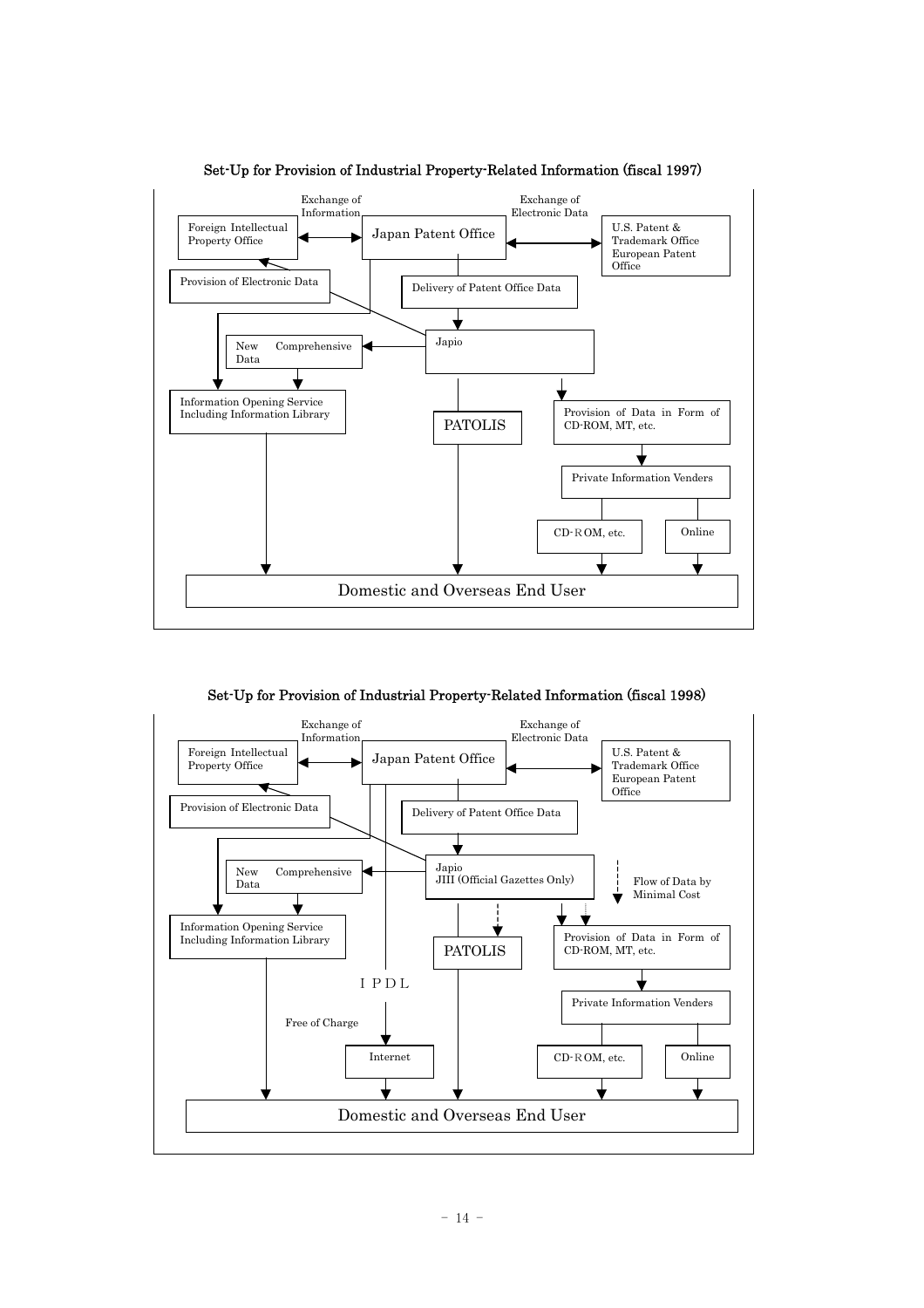**Set-Up for Provision of Industrial Property-Related Information (fiscal 1997)**

Exchange of Information

Exchange of Electronic Data

Foreign Intellectual Property Office

Japan Patent Office

U.S. Patent & Trademark Office European Patent Office

Provision of Electronic Data

Delivery of Patent Office Data

New Comprehensive Data

Japio

Information Opening Service Including Information Library

PATOLIS

Provision of Data in Form of CD-ROM, MT, etc.

Private Information Venders

CD-ROM, etc.

Online

Domestic and Overseas End User

**Set-Up for Provision of Industrial Property-Related Information (fiscal 1998)**

Exchange of Information

Exchange of Electronic Data

Foreign Intellectual Property Office

Japan Patent Office

U.S. Patent & Trademark Office European Patent Office

Provision of Electronic Data

Delivery of Patent Office Data

New Comprehensive Data

Japio JIII (Official Gazettes Only)

Flow of Data by Minimal Cost

Information Opening Service Including Information Library

PATOLIS

Provision of Data in Form of CD-ROM, MT, etc.

IPDL

Private Information Venders

Free of Charge

Internet

CD-ROM, etc.

Online

Domestic and Overseas End User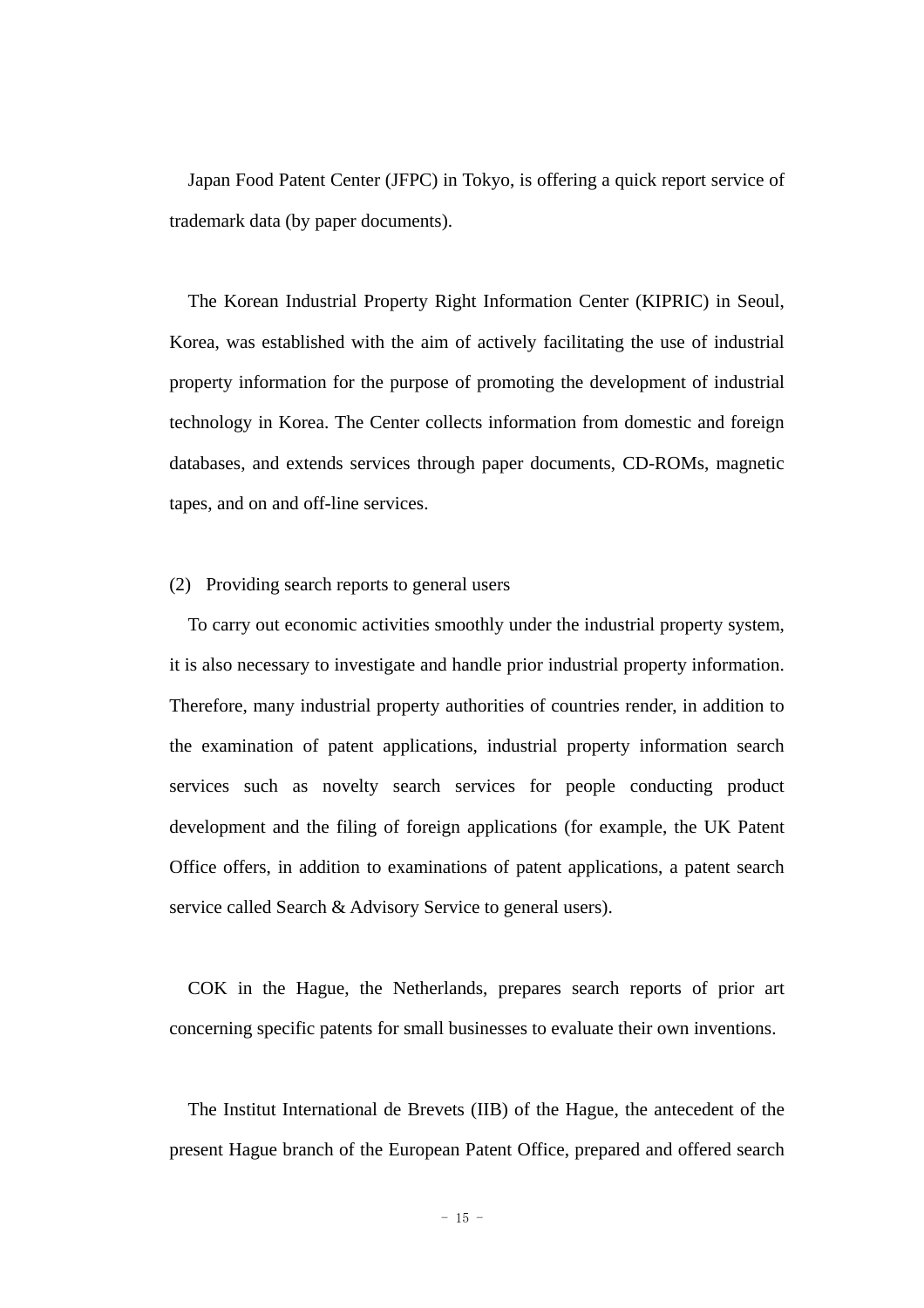Japan Food Patent Center (JFPC) in Tokyo, is offering a quick report service of trademark data (by paper documents).

The Korean Industrial Property Right Information Center (KIPRIC) in Seoul, Korea, was established with the aim of actively facilitating the use of industrial property information for the purpose of promoting the development of industrial technology in Korea. The Center collects information from domestic and foreign databases, and extends services through paper documents, CD-ROMs, magnetic tapes, and on and off-line services.

(2) Providing search reports to general users

To carry out economic activities smoothly under the industrial property system, it is also necessary to investigate and handle prior industrial property information. Therefore, many industrial property authorities of countries render, in addition to the examination of patent applications, industrial property information search services such as novelty search services for people conducting product development and the filing of foreign applications (for example, the UK Patent Office offers, in addition to examinations of patent applications, a patent search service called Search & Advisory Service to general users).

COK in the Hague, the Netherlands, prepares search reports of prior art concerning specific patents for small businesses to evaluate their own inventions.

The Institut International de Brevets (IIB) of the Hague, the antecedent of the present Hague branch of the European Patent Office, prepared and offered search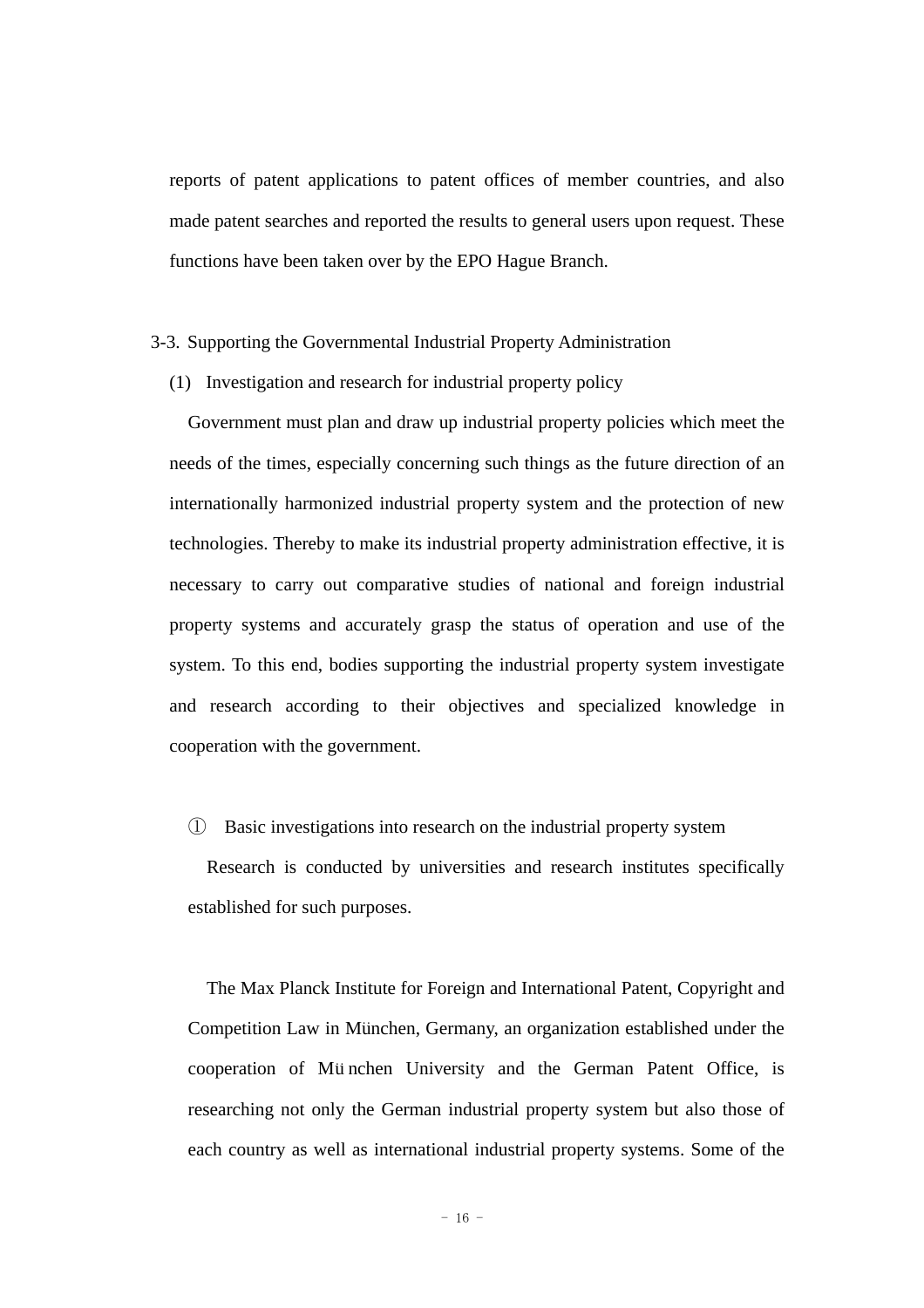reports of patent applications to patent offices of member countries, and also made patent searches and reported the results to general users upon request. These functions have been taken over by the EPO Hague Branch.

### 3-3. Supporting the Governmental Industrial Property Administration

#### (1) Investigation and research for industrial property policy

Government must plan and draw up industrial property policies which meet the needs of the times, especially concerning such things as the future direction of an internationally harmonized industrial property system and the protection of new technologies. Thereby to make its industrial property administration effective, it is necessary to carry out comparative studies of national and foreign industrial property systems and accurately grasp the status of operation and use of the system. To this end, bodies supporting the industrial property system investigate and research according to their objectives and specialized knowledge in cooperation with the government.

① Basic investigations into research on the industrial property system

Research is conducted by universities and research institutes specifically established for such purposes.

The Max Planck Institute for Foreign and International Patent, Copyright and Competition Law in München, Germany, an organization established under the cooperation of München University and the German Patent Office, is researching not only the German industrial property system but also those of each country as well as international industrial property systems. Some of the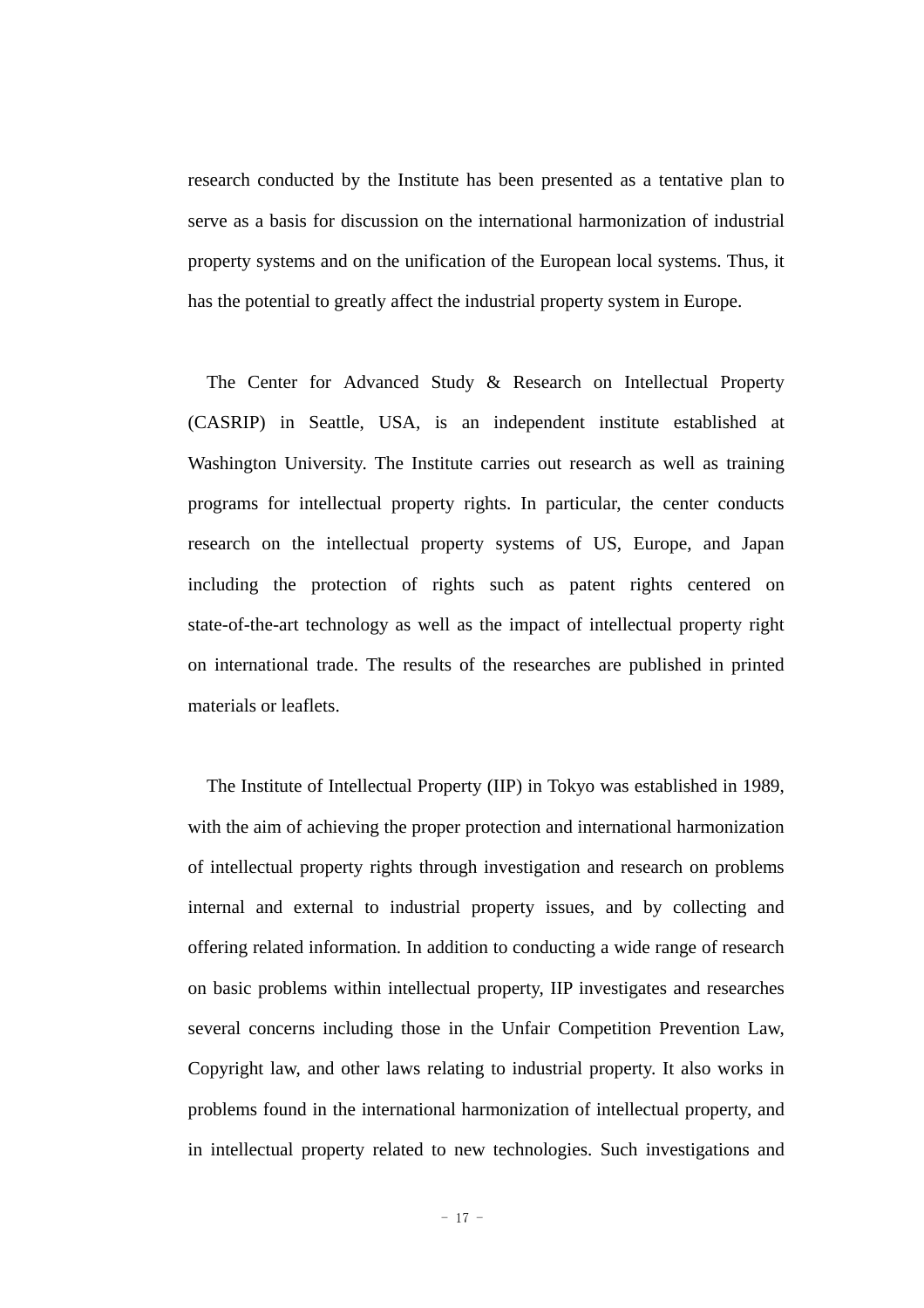research conducted by the Institute has been presented as a tentative plan to serve as a basis for discussion on the international harmonization of industrial property systems and on the unification of the European local systems. Thus, it has the potential to greatly affect the industrial property system in Europe.

The Center for Advanced Study & Research on Intellectual Property (CASRIP) in Seattle, USA, is an independent institute established at Washington University. The Institute carries out research as well as training programs for intellectual property rights. In particular, the center conducts research on the intellectual property systems of US, Europe, and Japan including the protection of rights such as patent rights centered on state-of-the-art technology as well as the impact of intellectual property right on international trade. The results of the researches are published in printed materials or leaflets.

The Institute of Intellectual Property (IIP) in Tokyo was established in 1989, with the aim of achieving the proper protection and international harmonization of intellectual property rights through investigation and research on problems internal and external to industrial property issues, and by collecting and offering related information. In addition to conducting a wide range of research on basic problems within intellectual property, IIP investigates and researches several concerns including those in the Unfair Competition Prevention Law, Copyright law, and other laws relating to industrial property. It also works in problems found in the international harmonization of intellectual property, and in intellectual property related to new technologies. Such investigations and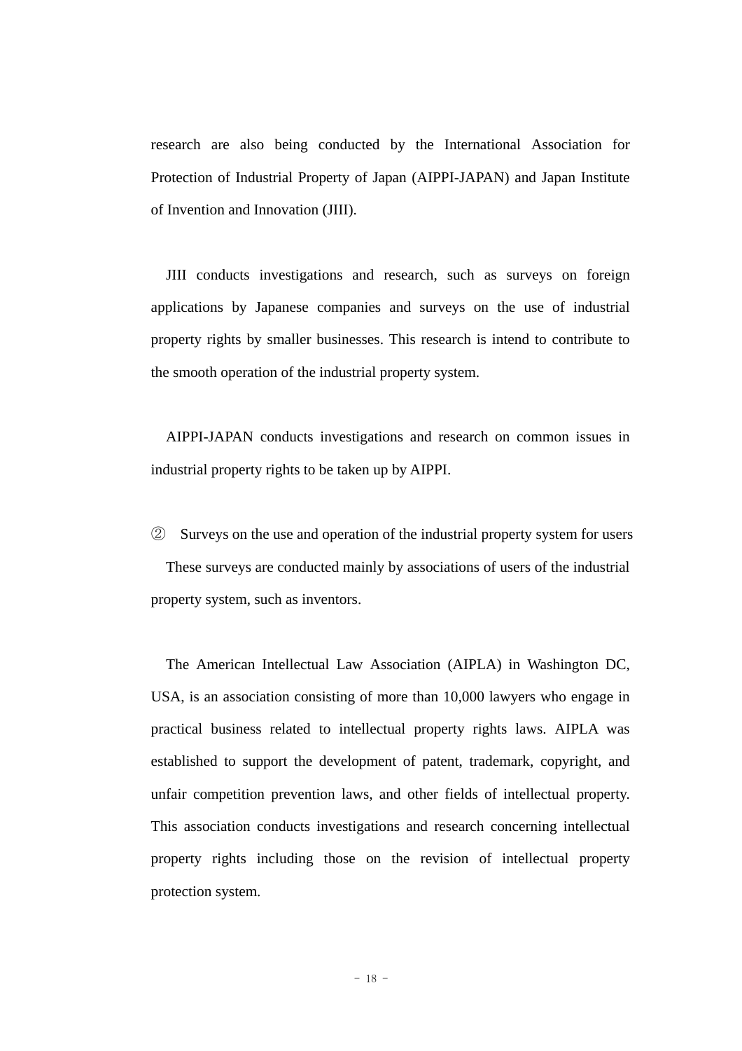research are also being conducted by the International Association for Protection of Industrial Property of Japan (AIPPI-JAPAN) and Japan Institute of Invention and Innovation (JIII).

JIII conducts investigations and research, such as surveys on foreign applications by Japanese companies and surveys on the use of industrial property rights by smaller businesses. This research is intend to contribute to the smooth operation of the industrial property system.

AIPPI-JAPAN conducts investigations and research on common issues in industrial property rights to be taken up by AIPPI.

② Surveys on the use and operation of the industrial property system for users

These surveys are conducted mainly by associations of users of the industrial property system, such as inventors.

The American Intellectual Law Association (AIPLA) in Washington DC, USA, is an association consisting of more than 10,000 lawyers who engage in practical business related to intellectual property rights laws. AIPLA was established to support the development of patent, trademark, copyright, and unfair competition prevention laws, and other fields of intellectual property. This association conducts investigations and research concerning intellectual property rights including those on the revision of intellectual property protection system.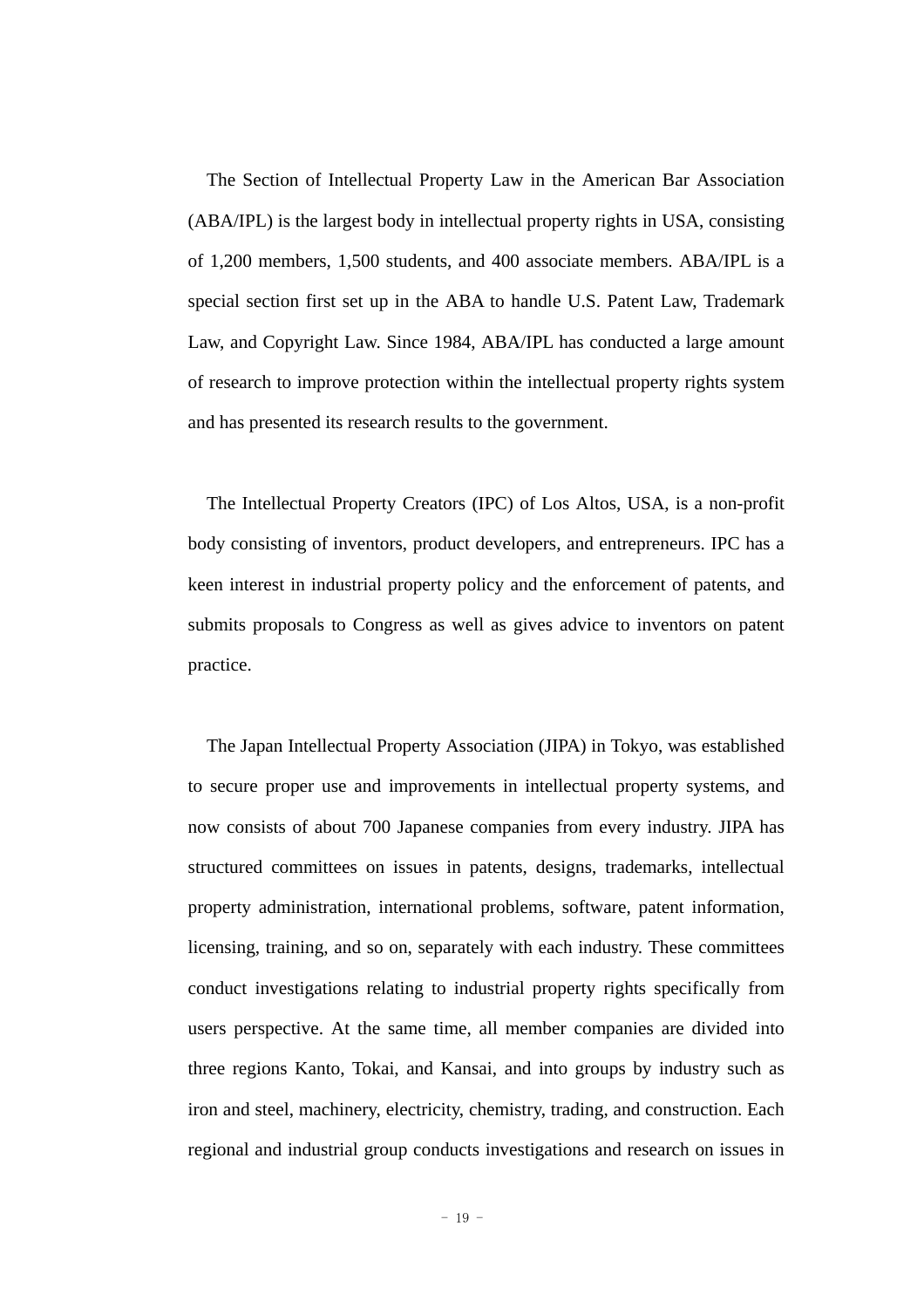The Section of Intellectual Property Law in the American Bar Association (ABA/IPL) is the largest body in intellectual property rights in USA, consisting of 1,200 members, 1,500 students, and 400 associate members. ABA/IPL is a special section first set up in the ABA to handle U.S. Patent Law, Trademark Law, and Copyright Law. Since 1984, ABA/IPL has conducted a large amount of research to improve protection within the intellectual property rights system and has presented its research results to the government.

The Intellectual Property Creators (IPC) of Los Altos, USA, is a non-profit body consisting of inventors, product developers, and entrepreneurs. IPC has a keen interest in industrial property policy and the enforcement of patents, and submits proposals to Congress as well as gives advice to inventors on patent practice.

The Japan Intellectual Property Association (JIPA) in Tokyo, was established to secure proper use and improvements in intellectual property systems, and now consists of about 700 Japanese companies from every industry. JIPA has structured committees on issues in patents, designs, trademarks, intellectual property administration, international problems, software, patent information, licensing, training, and so on, separately with each industry. These committees conduct investigations relating to industrial property rights specifically from users perspective. At the same time, all member companies are divided into three regions Kanto, Tokai, and Kansai, and into groups by industry such as iron and steel, machinery, electricity, chemistry, trading, and construction. Each regional and industrial group conducts investigations and research on issues in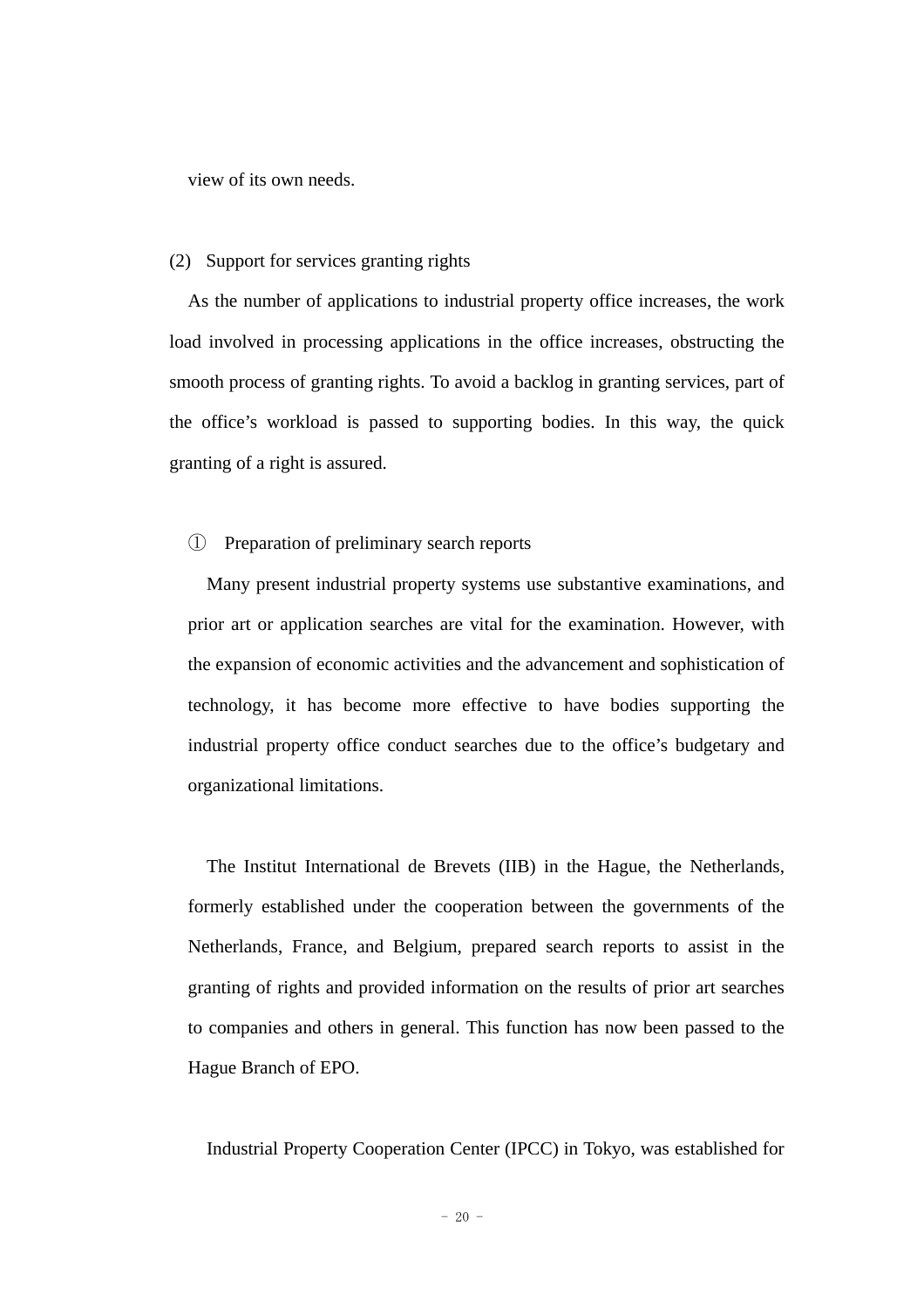view of its own needs.

(2) Support for services granting rights

As the number of applications to industrial property office increases, the work load involved in processing applications in the office increases, obstructing the smooth process of granting rights. To avoid a backlog in granting services, part of the office’s workload is passed to supporting bodies. In this way, the quick granting of a right is assured.

① Preparation of preliminary search reports

Many present industrial property systems use substantive examinations, and prior art or application searches are vital for the examination. However, with the expansion of economic activities and the advancement and sophistication of technology, it has become more effective to have bodies supporting the industrial property office conduct searches due to the office’s budgetary and organizational limitations.

The Institut International de Brevets (IIB) in the Hague, the Netherlands, formerly established under the cooperation between the governments of the Netherlands, France, and Belgium, prepared search reports to assist in the granting of rights and provided information on the results of prior art searches to companies and others in general. This function has now been passed to the Hague Branch of EPO.

Industrial Property Cooperation Center (IPCC) in Tokyo, was established for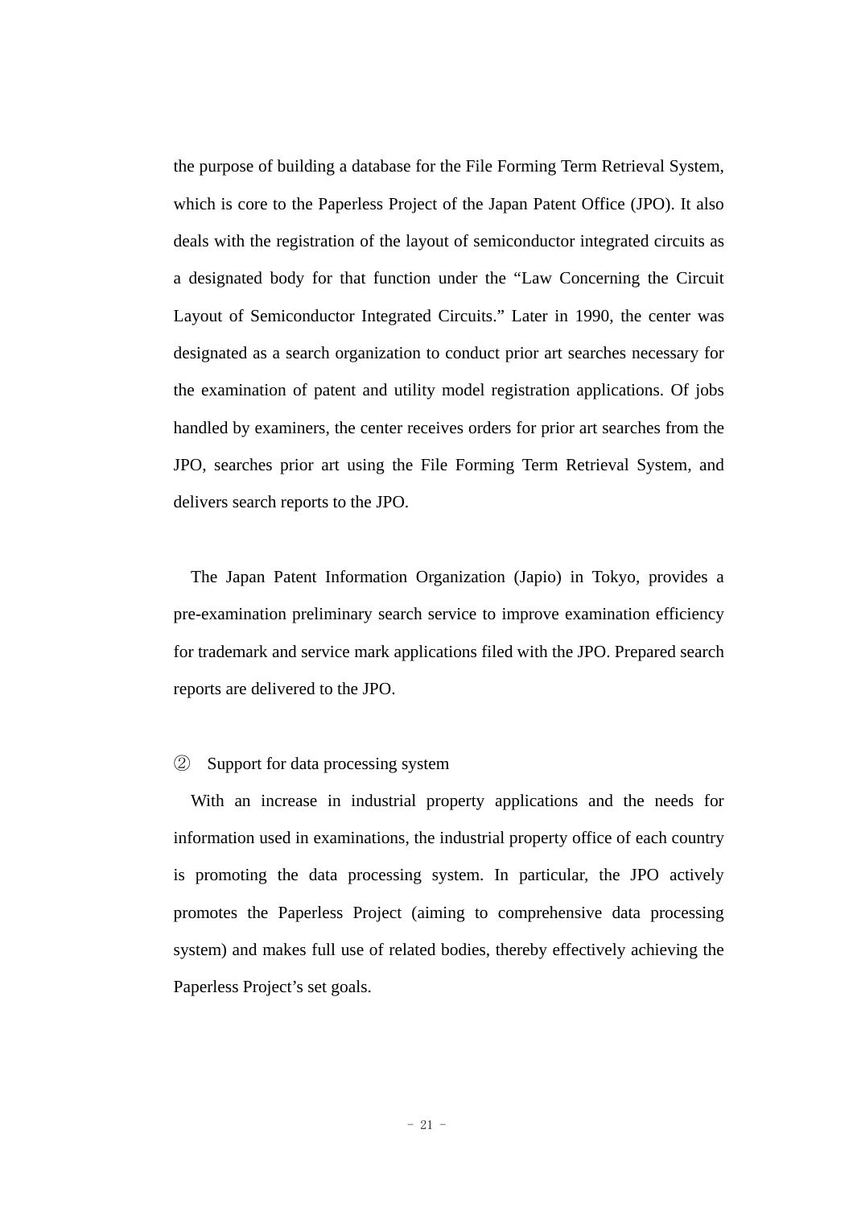the purpose of building a database for the File Forming Term Retrieval System, which is core to the Paperless Project of the Japan Patent Office (JPO). It also deals with the registration of the layout of semiconductor integrated circuits as a designated body for that function under the “Law Concerning the Circuit Layout of Semiconductor Integrated Circuits.” Later in 1990, the center was designated as a search organization to conduct prior art searches necessary for the examination of patent and utility model registration applications. Of jobs handled by examiners, the center receives orders for prior art searches from the JPO, searches prior art using the File Forming Term Retrieval System, and delivers search reports to the JPO.

The Japan Patent Information Organization (Japio) in Tokyo, provides a pre-examination preliminary search service to improve examination efficiency for trademark and service mark applications filed with the JPO. Prepared search reports are delivered to the JPO.

② Support for data processing system

With an increase in industrial property applications and the needs for information used in examinations, the industrial property office of each country is promoting the data processing system. In particular, the JPO actively promotes the Paperless Project (aiming to comprehensive data processing system) and makes full use of related bodies, thereby effectively achieving the Paperless Project’s set goals.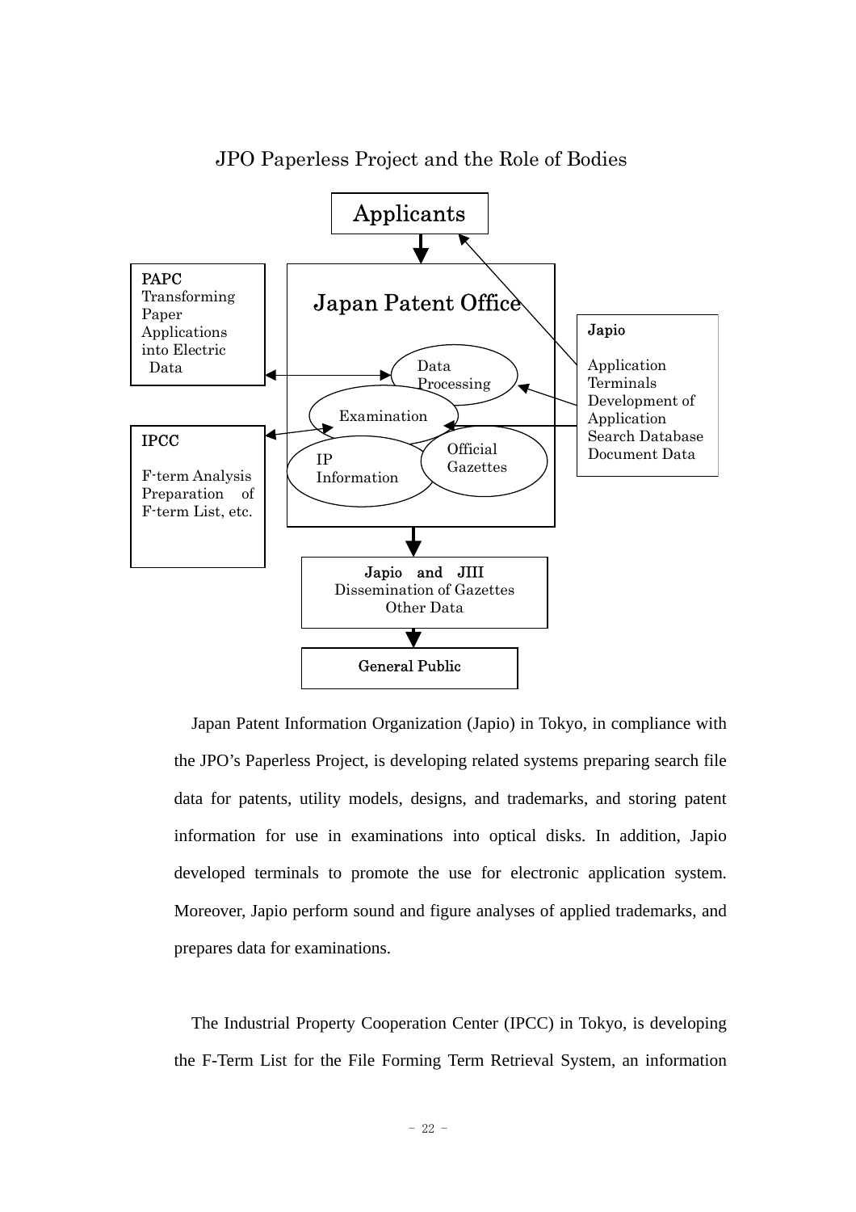JPO Paperless Project and the Role of Bodies

Applicants

**PAPC**
Transforming Paper Applications into Electric Data

Japan Patent Office

Data Processing

Examination

IP Information

Official Gazettes

**Japio**

Application Terminals
Development of Application Search Database
Document Data

**IPCC**

F-term Analysis
Preparation of F-term List, etc.

**Japio and JIII**
Dissemination of Gazettes
Other Data

**General Public**

Japan Patent Information Organization (Japio) in Tokyo, in compliance with the JPO's Paperless Project, is developing related systems preparing search file data for patents, utility models, designs, and trademarks, and storing patent information for use in examinations into optical disks. In addition, Japio developed terminals to promote the use for electronic application system. Moreover, Japio perform sound and figure analyses of applied trademarks, and prepares data for examinations.

The Industrial Property Cooperation Center (IPCC) in Tokyo, is developing the F-Term List for the File Forming Term Retrieval System, an information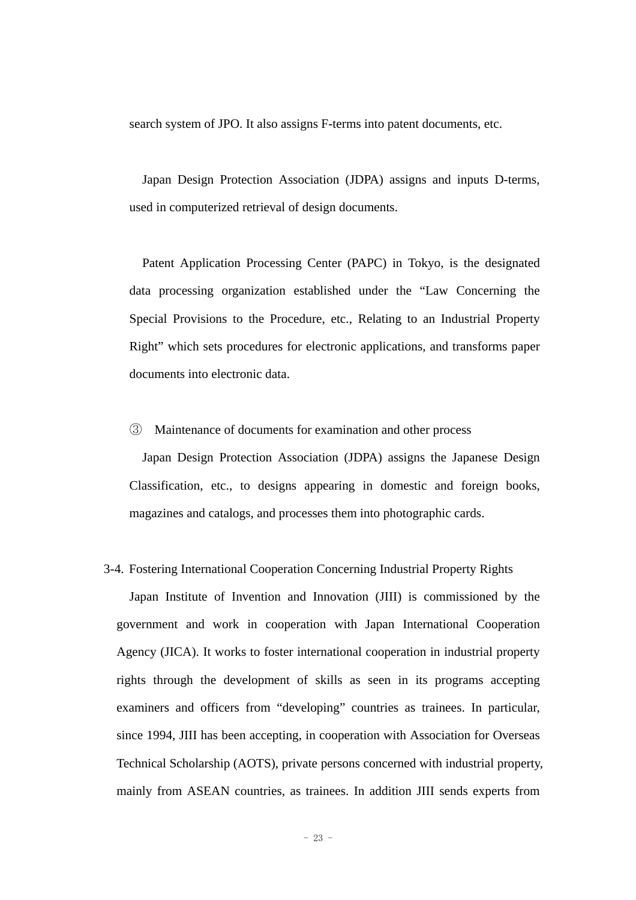search system of JPO. It also assigns F-terms into patent documents, etc.

Japan Design Protection Association (JDPA) assigns and inputs D-terms, used in computerized retrieval of design documents.

Patent Application Processing Center (PAPC) in Tokyo, is the designated data processing organization established under the "Law Concerning the Special Provisions to the Procedure, etc., Relating to an Industrial Property Right" which sets procedures for electronic applications, and transforms paper documents into electronic data.

③ Maintenance of documents for examination and other process

Japan Design Protection Association (JDPA) assigns the Japanese Design Classification, etc., to designs appearing in domestic and foreign books, magazines and catalogs, and processes them into photographic cards.

### 3-4. Fostering International Cooperation Concerning Industrial Property Rights

Japan Institute of Invention and Innovation (JIII) is commissioned by the government and work in cooperation with Japan International Cooperation Agency (JICA). It works to foster international cooperation in industrial property rights through the development of skills as seen in its programs accepting examiners and officers from "developing" countries as trainees. In particular, since 1994, JIII has been accepting, in cooperation with Association for Overseas Technical Scholarship (AOTS), private persons concerned with industrial property, mainly from ASEAN countries, as trainees. In addition JIII sends experts from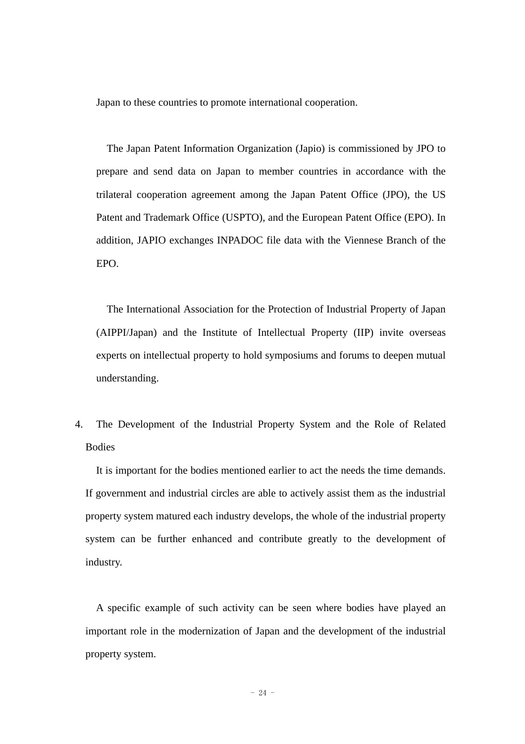Japan to these countries to promote international cooperation.

The Japan Patent Information Organization (Japio) is commissioned by JPO to prepare and send data on Japan to member countries in accordance with the trilateral cooperation agreement among the Japan Patent Office (JPO), the US Patent and Trademark Office (USPTO), and the European Patent Office (EPO). In addition, JAPIO exchanges INPADOC file data with the Viennese Branch of the EPO.

The International Association for the Protection of Industrial Property of Japan (AIPPI/Japan) and the Institute of Intellectual Property (IIP) invite overseas experts on intellectual property to hold symposiums and forums to deepen mutual understanding.

## 4. The Development of the Industrial Property System and the Role of Related Bodies

It is important for the bodies mentioned earlier to act the needs the time demands. If government and industrial circles are able to actively assist them as the industrial property system matured each industry develops, the whole of the industrial property system can be further enhanced and contribute greatly to the development of industry.

A specific example of such activity can be seen where bodies have played an important role in the modernization of Japan and the development of the industrial property system.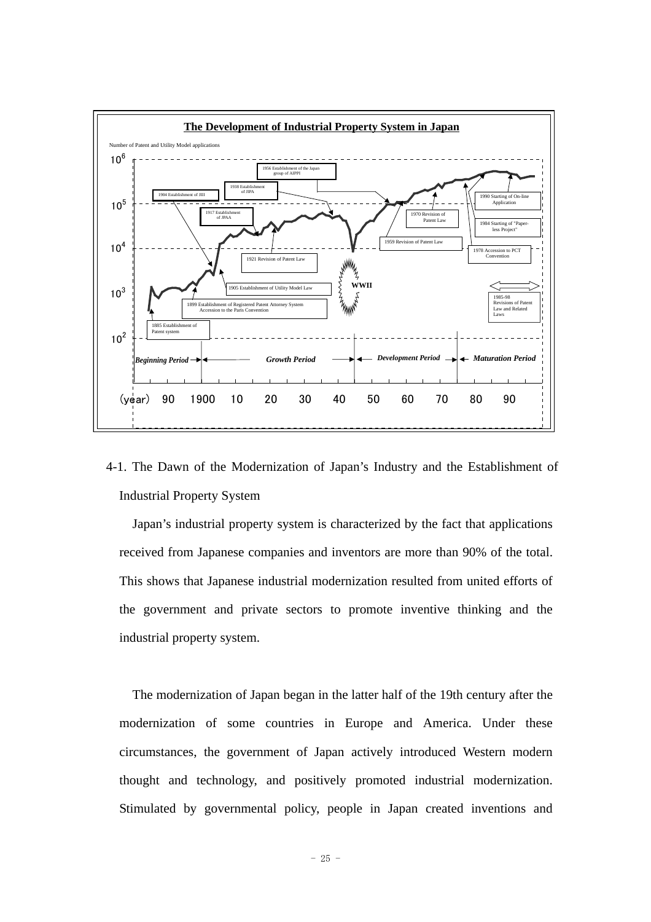**The Development of Industrial Property System in Japan**

Number of Patent and Utility Model applications

- 1885 Establishment of Patent system
- 1899 Establishment of Registered Patent Attorney System Accession to the Paris Convention
- 1904 Establishment of JIII
- 1905 Establishment of Utility Model Law
- 1917 Establishment of JPAA
- 1921 Revision of Patent Law
- 1938 Establishment of JIPA
- 1956 Establishment of the Japan group of AIPPI
- 1959 Revision of Patent Law
- 1970 Revision of Patent Law
- 1978 Accession to PCT Convention
- 1984 Starting of "Paper-less Project"
- 1985-98 Revisions of Patent Law and Related Laws
- 1990 Starting of On-line Application
- WWII

*Beginning Period* | *Growth Period* | *Development Period* | *Maturation Period*

(year) 90 1900 10 20 30 40 50 60 70 80 90

4-1. The Dawn of the Modernization of Japan's Industry and the Establishment of Industrial Property System

Japan's industrial property system is characterized by the fact that applications received from Japanese companies and inventors are more than 90% of the total. This shows that Japanese industrial modernization resulted from united efforts of the government and private sectors to promote inventive thinking and the industrial property system.

The modernization of Japan began in the latter half of the 19th century after the modernization of some countries in Europe and America. Under these circumstances, the government of Japan actively introduced Western modern thought and technology, and positively promoted industrial modernization. Stimulated by governmental policy, people in Japan created inventions and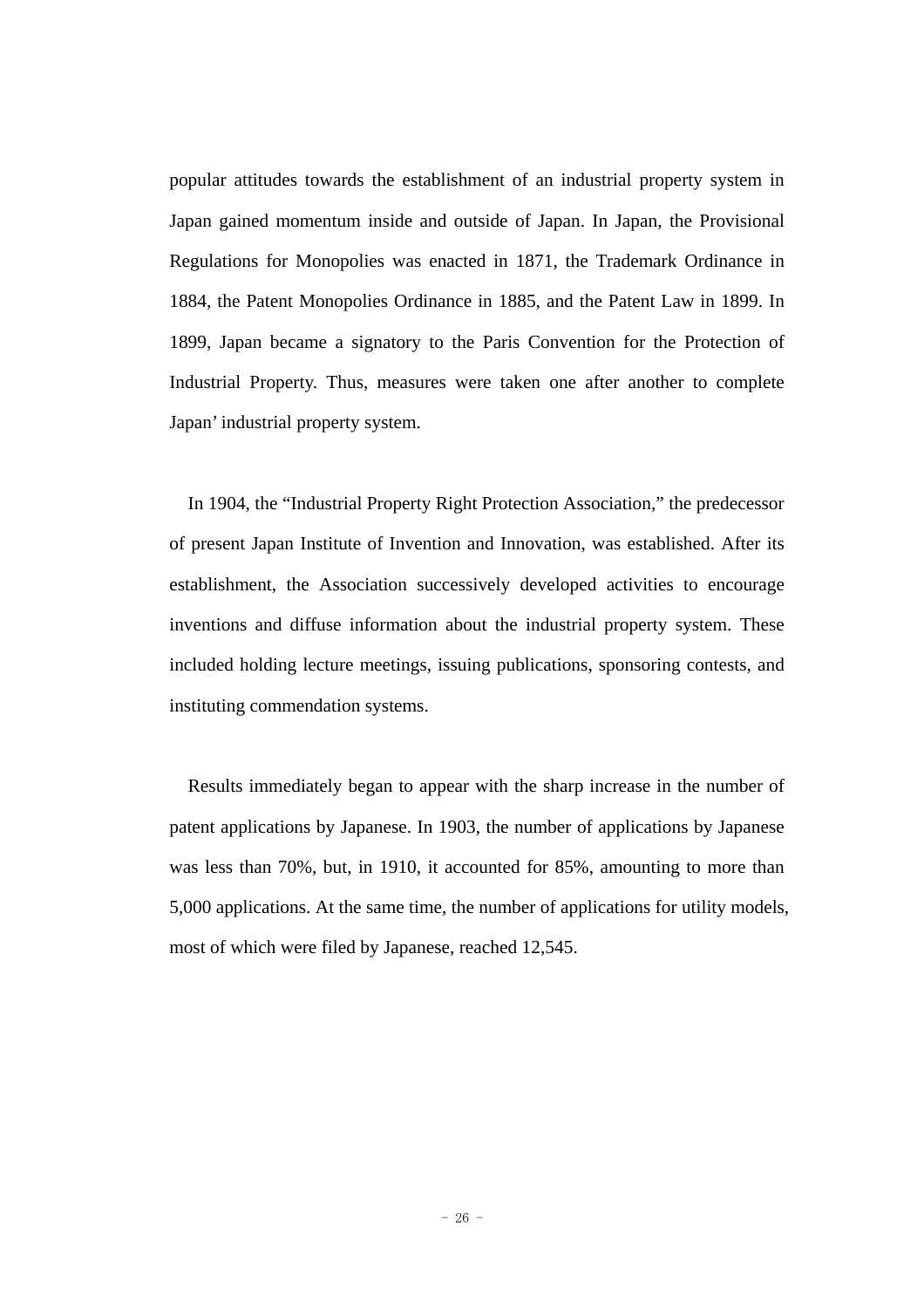popular attitudes towards the establishment of an industrial property system in Japan gained momentum inside and outside of Japan. In Japan, the Provisional Regulations for Monopolies was enacted in 1871, the Trademark Ordinance in 1884, the Patent Monopolies Ordinance in 1885, and the Patent Law in 1899. In 1899, Japan became a signatory to the Paris Convention for the Protection of Industrial Property. Thus, measures were taken one after another to complete Japan' industrial property system.

In 1904, the "Industrial Property Right Protection Association," the predecessor of present Japan Institute of Invention and Innovation, was established. After its establishment, the Association successively developed activities to encourage inventions and diffuse information about the industrial property system. These included holding lecture meetings, issuing publications, sponsoring contests, and instituting commendation systems.

Results immediately began to appear with the sharp increase in the number of patent applications by Japanese. In 1903, the number of applications by Japanese was less than 70%, but, in 1910, it accounted for 85%, amounting to more than 5,000 applications. At the same time, the number of applications for utility models, most of which were filed by Japanese, reached 12,545.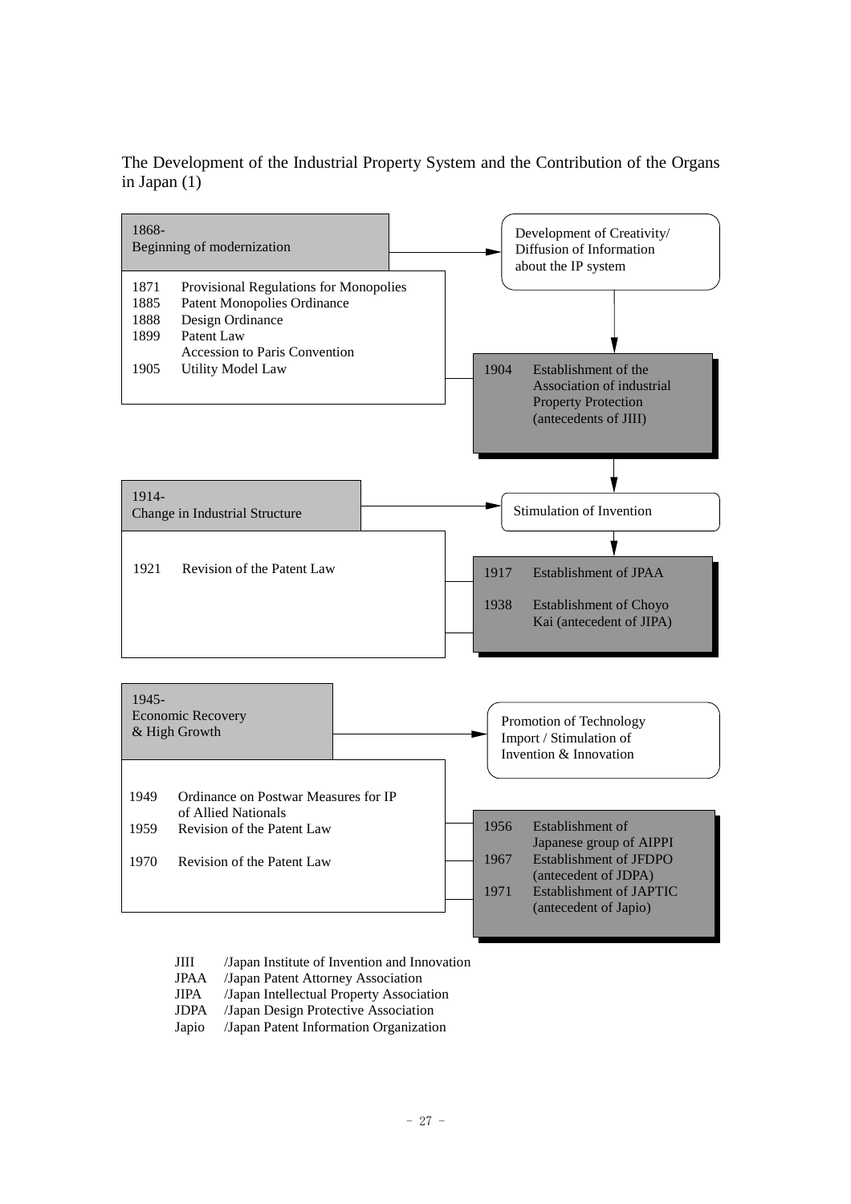The Development of the Industrial Property System and the Contribution of the Organs in Japan (1)

**1868-**
**Beginning of modernization**

→ Development of Creativity/ Diffusion of Information about the IP system

- 1871 Provisional Regulations for Monopolies
- 1885 Patent Monopolies Ordinance
- 1888 Design Ordinance
- 1899 Patent Law
  - Accession to Paris Convention
- 1905 Utility Model Law

- 1904 Establishment of the Association of industrial Property Protection (antecedents of JIII)

**1914-**
**Change in Industrial Structure**

→ Stimulation of Invention

- 1921 Revision of the Patent Law

- 1917 Establishment of JPAA
- 1938 Establishment of Choyo Kai (antecedent of JIPA)

**1945-**
**Economic Recovery & High Growth**

→ Promotion of Technology Import / Stimulation of Invention & Innovation

- 1949 Ordinance on Postwar Measures for IP of Allied Nationals
- 1959 Revision of the Patent Law
- 1970 Revision of the Patent Law

- 1956 Establishment of Japanese group of AIPPI
- 1967 Establishment of JFDPO (antecedent of JDPA)
- 1971 Establishment of JAPTIC (antecedent of Japio)

| | |
|---|---|
| JIII | /Japan Institute of Invention and Innovation |
| JPAA | /Japan Patent Attorney Association |
| JIPA | /Japan Intellectual Property Association |
| JDPA | /Japan Design Protective Association |
| Japio | /Japan Patent Information Organization |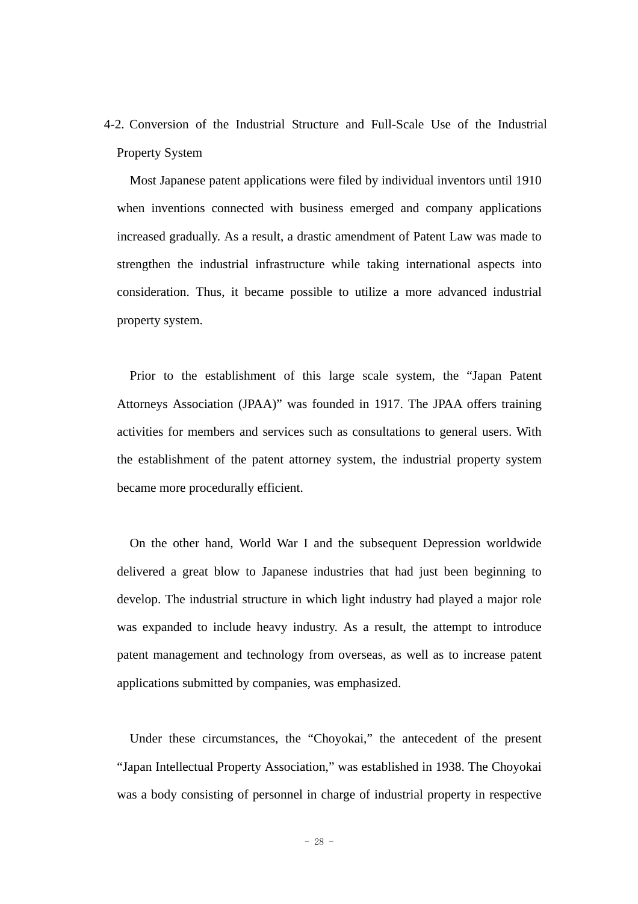### 4-2. Conversion of the Industrial Structure and Full-Scale Use of the Industrial Property System

Most Japanese patent applications were filed by individual inventors until 1910 when inventions connected with business emerged and company applications increased gradually. As a result, a drastic amendment of Patent Law was made to strengthen the industrial infrastructure while taking international aspects into consideration. Thus, it became possible to utilize a more advanced industrial property system.

Prior to the establishment of this large scale system, the "Japan Patent Attorneys Association (JPAA)" was founded in 1917. The JPAA offers training activities for members and services such as consultations to general users. With the establishment of the patent attorney system, the industrial property system became more procedurally efficient.

On the other hand, World War I and the subsequent Depression worldwide delivered a great blow to Japanese industries that had just been beginning to develop. The industrial structure in which light industry had played a major role was expanded to include heavy industry. As a result, the attempt to introduce patent management and technology from overseas, as well as to increase patent applications submitted by companies, was emphasized.

Under these circumstances, the "Choyokai," the antecedent of the present "Japan Intellectual Property Association," was established in 1938. The Choyokai was a body consisting of personnel in charge of industrial property in respective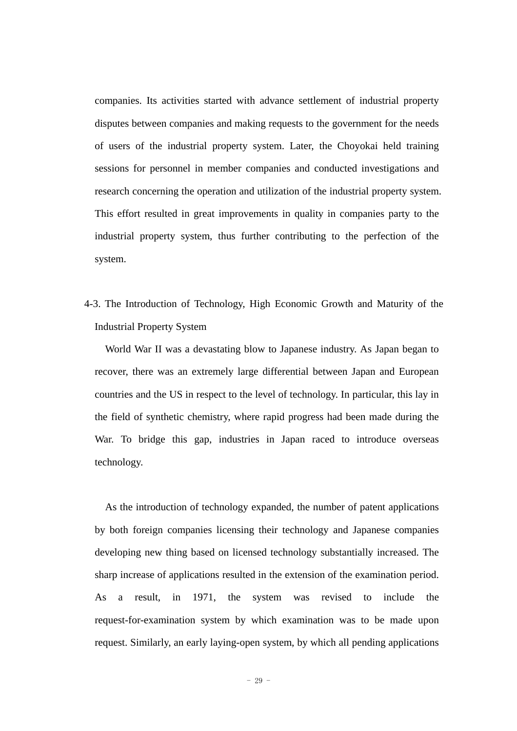companies. Its activities started with advance settlement of industrial property disputes between companies and making requests to the government for the needs of users of the industrial property system. Later, the Choyokai held training sessions for personnel in member companies and conducted investigations and research concerning the operation and utilization of the industrial property system. This effort resulted in great improvements in quality in companies party to the industrial property system, thus further contributing to the perfection of the system.

### 4-3. The Introduction of Technology, High Economic Growth and Maturity of the Industrial Property System

World War II was a devastating blow to Japanese industry. As Japan began to recover, there was an extremely large differential between Japan and European countries and the US in respect to the level of technology. In particular, this lay in the field of synthetic chemistry, where rapid progress had been made during the War. To bridge this gap, industries in Japan raced to introduce overseas technology.

As the introduction of technology expanded, the number of patent applications by both foreign companies licensing their technology and Japanese companies developing new thing based on licensed technology substantially increased. The sharp increase of applications resulted in the extension of the examination period. As a result, in 1971, the system was revised to include the request-for-examination system by which examination was to be made upon request. Similarly, an early laying-open system, by which all pending applications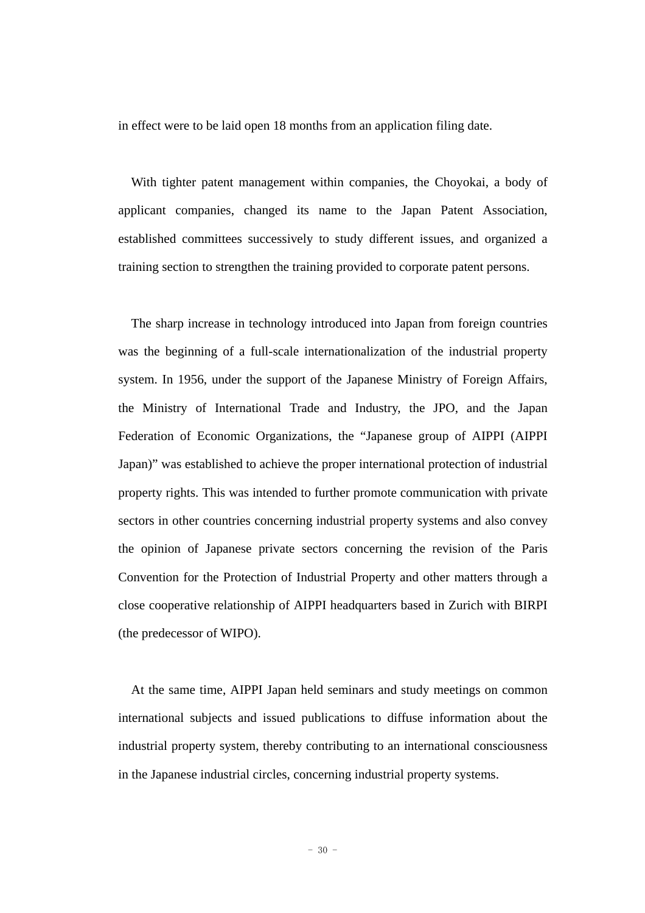in effect were to be laid open 18 months from an application filing date.

With tighter patent management within companies, the Choyokai, a body of applicant companies, changed its name to the Japan Patent Association, established committees successively to study different issues, and organized a training section to strengthen the training provided to corporate patent persons.

The sharp increase in technology introduced into Japan from foreign countries was the beginning of a full-scale internationalization of the industrial property system. In 1956, under the support of the Japanese Ministry of Foreign Affairs, the Ministry of International Trade and Industry, the JPO, and the Japan Federation of Economic Organizations, the "Japanese group of AIPPI (AIPPI Japan)" was established to achieve the proper international protection of industrial property rights. This was intended to further promote communication with private sectors in other countries concerning industrial property systems and also convey the opinion of Japanese private sectors concerning the revision of the Paris Convention for the Protection of Industrial Property and other matters through a close cooperative relationship of AIPPI headquarters based in Zurich with BIRPI (the predecessor of WIPO).

At the same time, AIPPI Japan held seminars and study meetings on common international subjects and issued publications to diffuse information about the industrial property system, thereby contributing to an international consciousness in the Japanese industrial circles, concerning industrial property systems.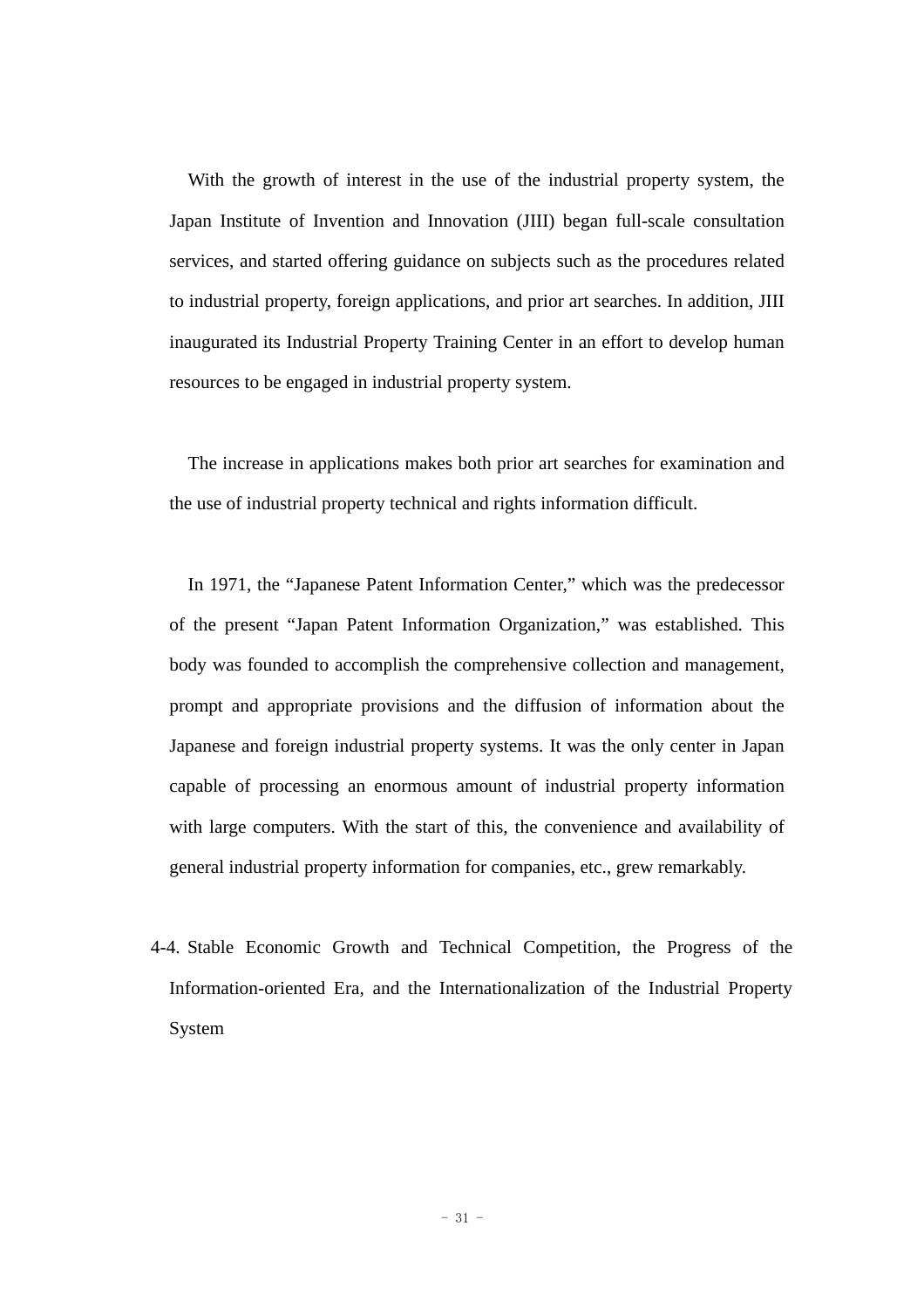With the growth of interest in the use of the industrial property system, the Japan Institute of Invention and Innovation (JIII) began full-scale consultation services, and started offering guidance on subjects such as the procedures related to industrial property, foreign applications, and prior art searches. In addition, JIII inaugurated its Industrial Property Training Center in an effort to develop human resources to be engaged in industrial property system.

The increase in applications makes both prior art searches for examination and the use of industrial property technical and rights information difficult.

In 1971, the "Japanese Patent Information Center," which was the predecessor of the present "Japan Patent Information Organization," was established. This body was founded to accomplish the comprehensive collection and management, prompt and appropriate provisions and the diffusion of information about the Japanese and foreign industrial property systems. It was the only center in Japan capable of processing an enormous amount of industrial property information with large computers. With the start of this, the convenience and availability of general industrial property information for companies, etc., grew remarkably.

### 4-4. Stable Economic Growth and Technical Competition, the Progress of the Information-oriented Era, and the Internationalization of the Industrial Property System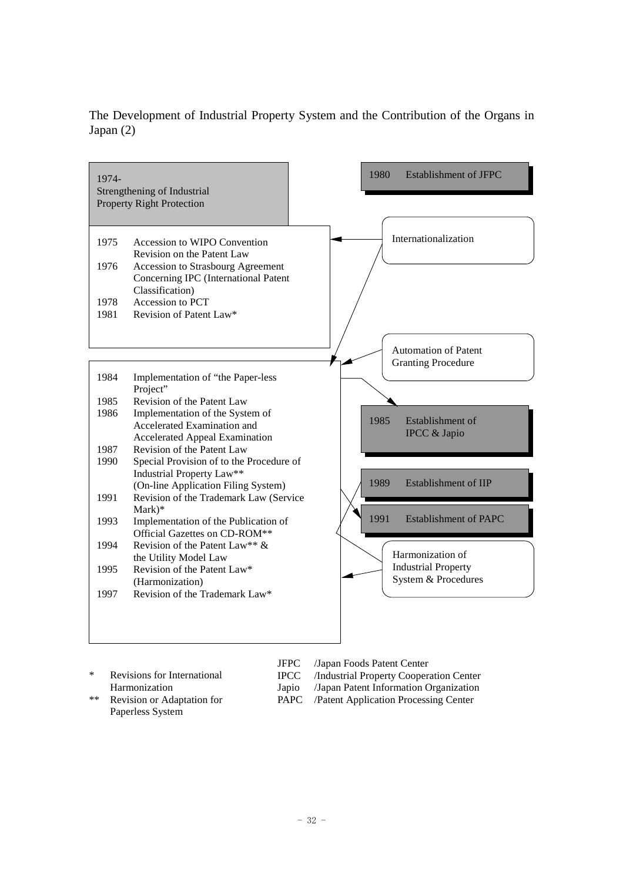The Development of Industrial Property System and the Contribution of the Organs in Japan (2)

**1974- Strengthening of Industrial Property Right Protection**

| Year | Event |
|---|---|
| 1975 | Accession to WIPO Convention |
| | Revision on the Patent Law |
| 1976 | Accession to Strasbourg Agreement Concerning IPC (International Patent Classification) |
| 1978 | Accession to PCT |
| 1981 | Revision of Patent Law* |

| Year | Event |
|---|---|
| 1984 | Implementation of "the Paper-less Project" |
| 1985 | Revision of the Patent Law |
| 1986 | Implementation of the System of Accelerated Examination and Accelerated Appeal Examination |
| 1987 | Revision of the Patent Law |
| 1990 | Special Provision of to the Procedure of Industrial Property Law** (On-line Application Filing System) |
| 1991 | Revision of the Trademark Law (Service Mark)* |
| 1993 | Implementation of the Publication of Official Gazettes on CD-ROM** |
| 1994 | Revision of the Patent Law** & the Utility Model Law |
| 1995 | Revision of the Patent Law* (Harmonization) |
| 1997 | Revision of the Trademark Law* |

Related organs and drivers:

- 1980 Establishment of JFPC
- Internationalization
- Automation of Patent Granting Procedure
- 1985 Establishment of IPCC & Japio
- 1989 Establishment of IIP
- 1991 Establishment of PAPC
- Harmonization of Industrial Property System & Procedures

\* Revisions for International Harmonization

\*\* Revision or Adaptation for Paperless System

JFPC /Japan Foods Patent Center
IPCC /Industrial Property Cooperation Center
Japio /Japan Patent Information Organization
PAPC /Patent Application Processing Center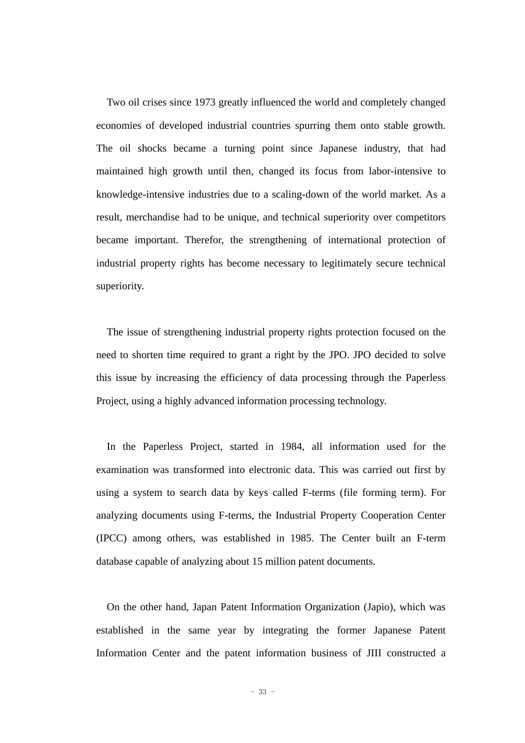Two oil crises since 1973 greatly influenced the world and completely changed economies of developed industrial countries spurring them onto stable growth. The oil shocks became a turning point since Japanese industry, that had maintained high growth until then, changed its focus from labor-intensive to knowledge-intensive industries due to a scaling-down of the world market. As a result, merchandise had to be unique, and technical superiority over competitors became important. Therefor, the strengthening of international protection of industrial property rights has become necessary to legitimately secure technical superiority.

The issue of strengthening industrial property rights protection focused on the need to shorten time required to grant a right by the JPO. JPO decided to solve this issue by increasing the efficiency of data processing through the Paperless Project, using a highly advanced information processing technology.

In the Paperless Project, started in 1984, all information used for the examination was transformed into electronic data. This was carried out first by using a system to search data by keys called F-terms (file forming term). For analyzing documents using F-terms, the Industrial Property Cooperation Center (IPCC) among others, was established in 1985. The Center built an F-term database capable of analyzing about 15 million patent documents.

On the other hand, Japan Patent Information Organization (Japio), which was established in the same year by integrating the former Japanese Patent Information Center and the patent information business of JIII constructed a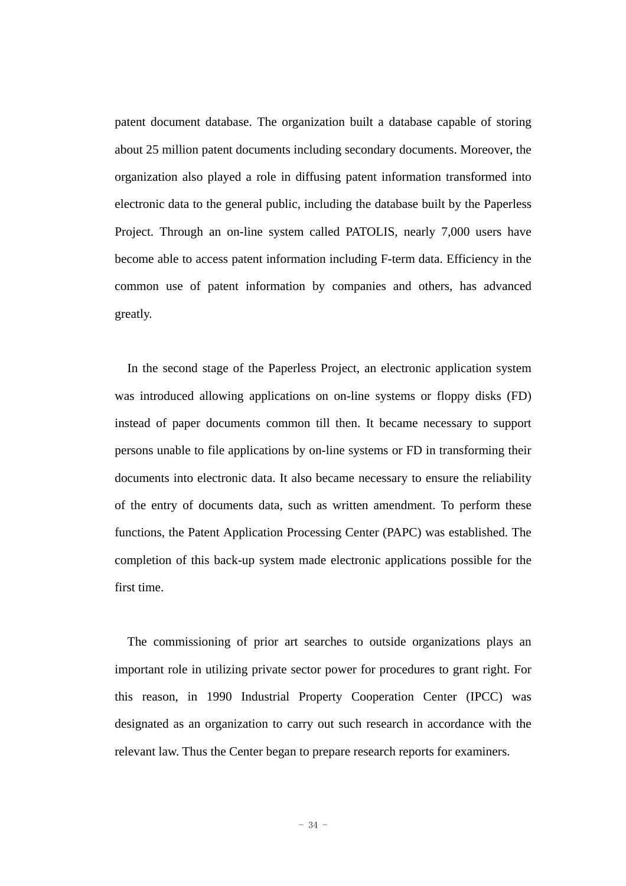patent document database. The organization built a database capable of storing about 25 million patent documents including secondary documents. Moreover, the organization also played a role in diffusing patent information transformed into electronic data to the general public, including the database built by the Paperless Project. Through an on-line system called PATOLIS, nearly 7,000 users have become able to access patent information including F-term data. Efficiency in the common use of patent information by companies and others, has advanced greatly.

In the second stage of the Paperless Project, an electronic application system was introduced allowing applications on on-line systems or floppy disks (FD) instead of paper documents common till then. It became necessary to support persons unable to file applications by on-line systems or FD in transforming their documents into electronic data. It also became necessary to ensure the reliability of the entry of documents data, such as written amendment. To perform these functions, the Patent Application Processing Center (PAPC) was established. The completion of this back-up system made electronic applications possible for the first time.

The commissioning of prior art searches to outside organizations plays an important role in utilizing private sector power for procedures to grant right. For this reason, in 1990 Industrial Property Cooperation Center (IPCC) was designated as an organization to carry out such research in accordance with the relevant law. Thus the Center began to prepare research reports for examiners.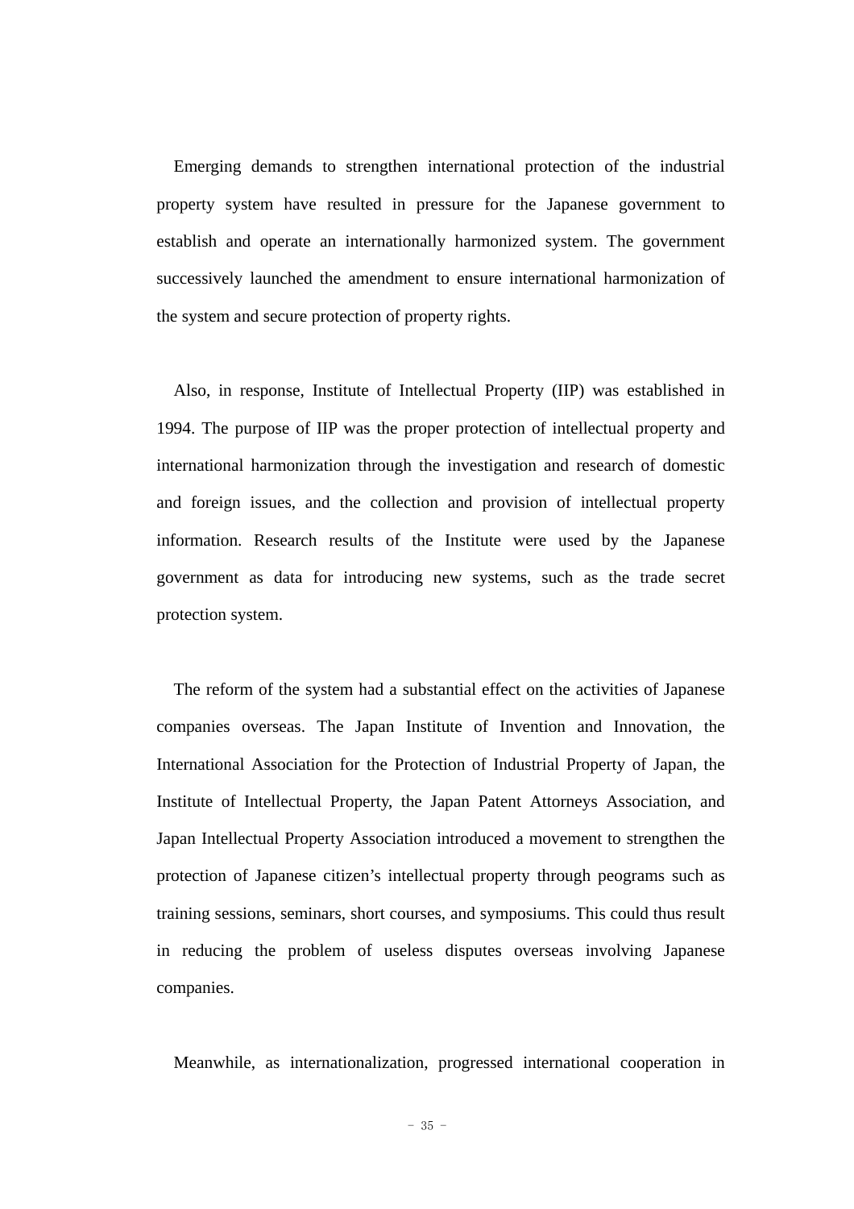Emerging demands to strengthen international protection of the industrial property system have resulted in pressure for the Japanese government to establish and operate an internationally harmonized system. The government successively launched the amendment to ensure international harmonization of the system and secure protection of property rights.

Also, in response, Institute of Intellectual Property (IIP) was established in 1994. The purpose of IIP was the proper protection of intellectual property and international harmonization through the investigation and research of domestic and foreign issues, and the collection and provision of intellectual property information. Research results of the Institute were used by the Japanese government as data for introducing new systems, such as the trade secret protection system.

The reform of the system had a substantial effect on the activities of Japanese companies overseas. The Japan Institute of Invention and Innovation, the International Association for the Protection of Industrial Property of Japan, the Institute of Intellectual Property, the Japan Patent Attorneys Association, and Japan Intellectual Property Association introduced a movement to strengthen the protection of Japanese citizen's intellectual property through peograms such as training sessions, seminars, short courses, and symposiums. This could thus result in reducing the problem of useless disputes overseas involving Japanese companies.

Meanwhile, as internationalization, progressed international cooperation in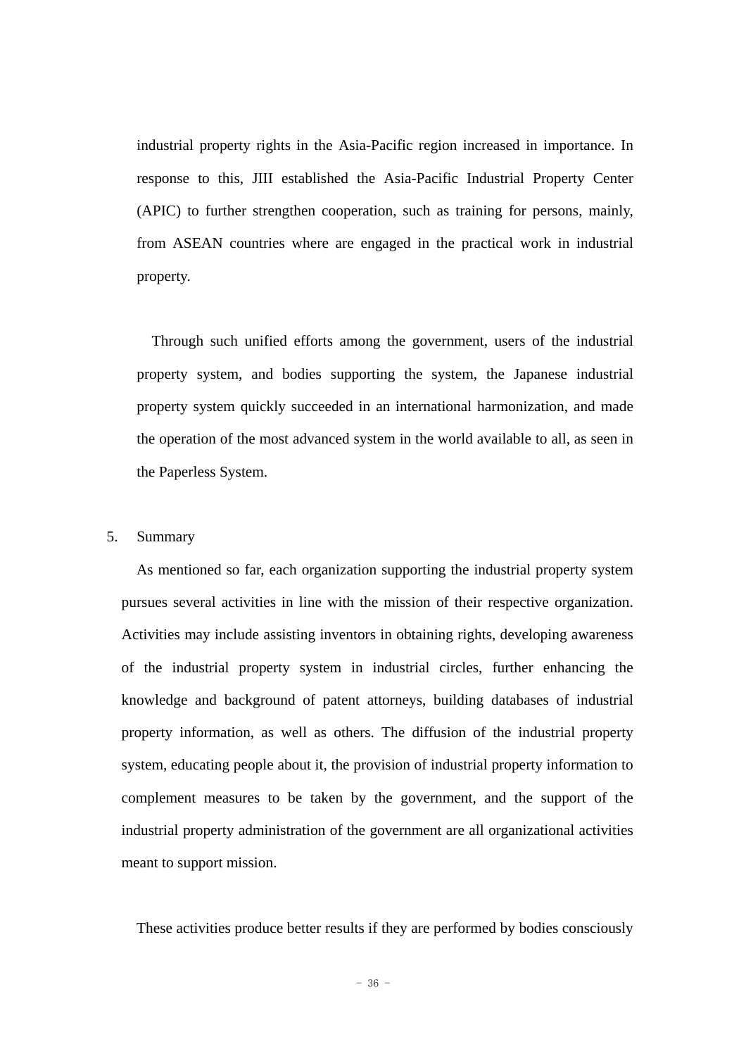industrial property rights in the Asia-Pacific region increased in importance. In response to this, JIII established the Asia-Pacific Industrial Property Center (APIC) to further strengthen cooperation, such as training for persons, mainly, from ASEAN countries where are engaged in the practical work in industrial property.

Through such unified efforts among the government, users of the industrial property system, and bodies supporting the system, the Japanese industrial property system quickly succeeded in an international harmonization, and made the operation of the most advanced system in the world available to all, as seen in the Paperless System.

## 5. Summary

As mentioned so far, each organization supporting the industrial property system pursues several activities in line with the mission of their respective organization. Activities may include assisting inventors in obtaining rights, developing awareness of the industrial property system in industrial circles, further enhancing the knowledge and background of patent attorneys, building databases of industrial property information, as well as others. The diffusion of the industrial property system, educating people about it, the provision of industrial property information to complement measures to be taken by the government, and the support of the industrial property administration of the government are all organizational activities meant to support mission.

These activities produce better results if they are performed by bodies consciously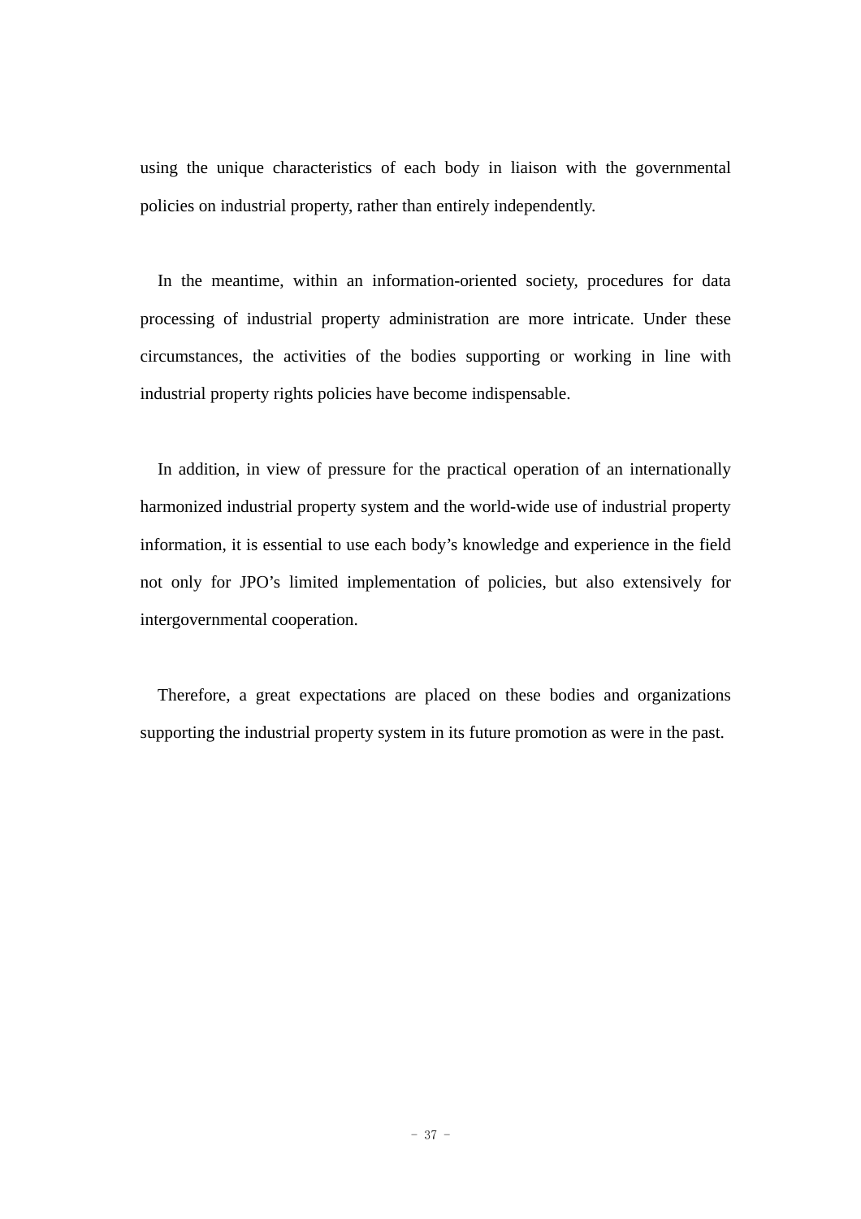using the unique characteristics of each body in liaison with the governmental policies on industrial property, rather than entirely independently.

In the meantime, within an information-oriented society, procedures for data processing of industrial property administration are more intricate. Under these circumstances, the activities of the bodies supporting or working in line with industrial property rights policies have become indispensable.

In addition, in view of pressure for the practical operation of an internationally harmonized industrial property system and the world-wide use of industrial property information, it is essential to use each body’s knowledge and experience in the field not only for JPO’s limited implementation of policies, but also extensively for intergovernmental cooperation.

Therefore, a great expectations are placed on these bodies and organizations supporting the industrial property system in its future promotion as were in the past.